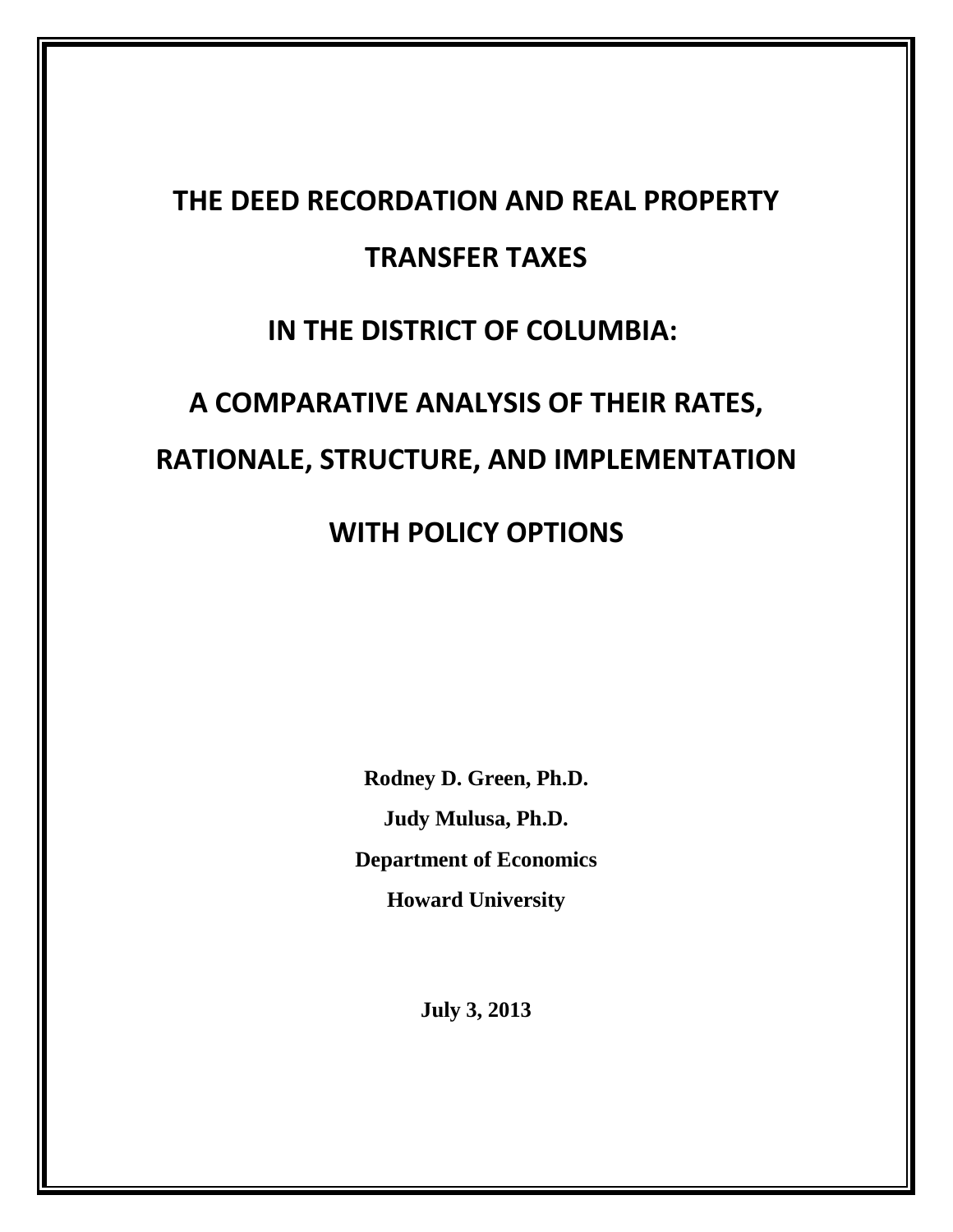# THE DEED RECORDATION AND REAL PROPERTY TRANSFER TAXES

# IN THE DISTRICT OF COLUMBIA:

# A COMPARATIVE ANALYSIS OF THEIR RATES, RATIONALE, STRUCTURE, AND IMPLEMENTATION

# WITH POLICY OPTIONS

**Rodney D. Green, Ph.D.**

**Judy Mulusa, Ph.D.**

**Department of Economics**

**Howard University**

**July 3, 2013**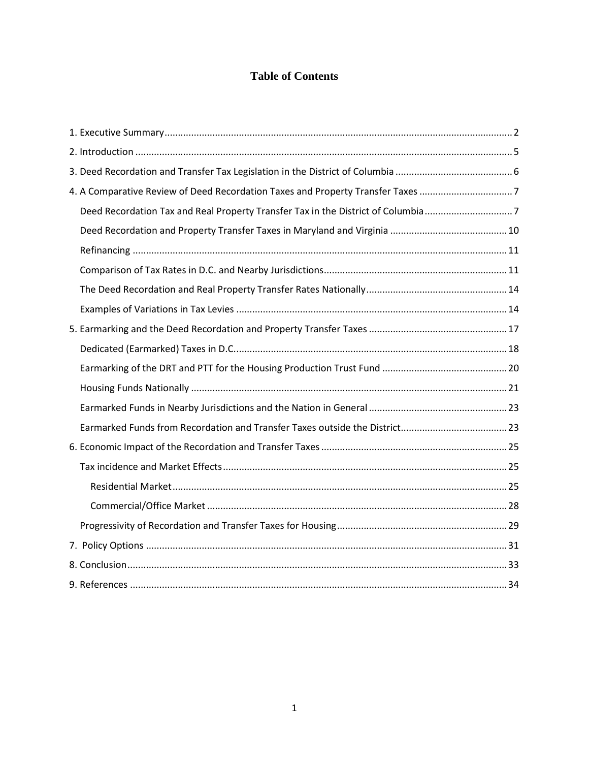# Table of Contents

1. Executive Summary ..... 2
2. Introduction ..... 5
3. Deed Recordation and Transfer Tax Legislation in the District of Columbia ..... 6
4. A Comparative Review of Deed Recordation Taxes and Property Transfer Taxes ..... 7
   - Deed Recordation Tax and Real Property Transfer Tax in the District of Columbia ..... 7
   - Deed Recordation and Property Transfer Taxes in Maryland and Virginia ..... 10
   - Refinancing ..... 11
   - Comparison of Tax Rates in D.C. and Nearby Jurisdictions ..... 11
   - The Deed Recordation and Real Property Transfer Rates Nationally ..... 14
   - Examples of Variations in Tax Levies ..... 14
5. Earmarking and the Deed Recordation and Property Transfer Taxes ..... 17
   - Dedicated (Earmarked) Taxes in D.C. ..... 18
   - Earmarking of the DRT and PTT for the Housing Production Trust Fund ..... 20
   - Housing Funds Nationally ..... 21
   - Earmarked Funds in Nearby Jurisdictions and the Nation in General ..... 23
   - Earmarked Funds from Recordation and Transfer Taxes outside the District ..... 23
6. Economic Impact of the Recordation and Transfer Taxes ..... 25
   - Tax incidence and Market Effects ..... 25
     - Residential Market ..... 25
     - Commercial/Office Market ..... 28
   - Progressivity of Recordation and Transfer Taxes for Housing ..... 29
7. Policy Options ..... 31
8. Conclusion ..... 33
9. References ..... 34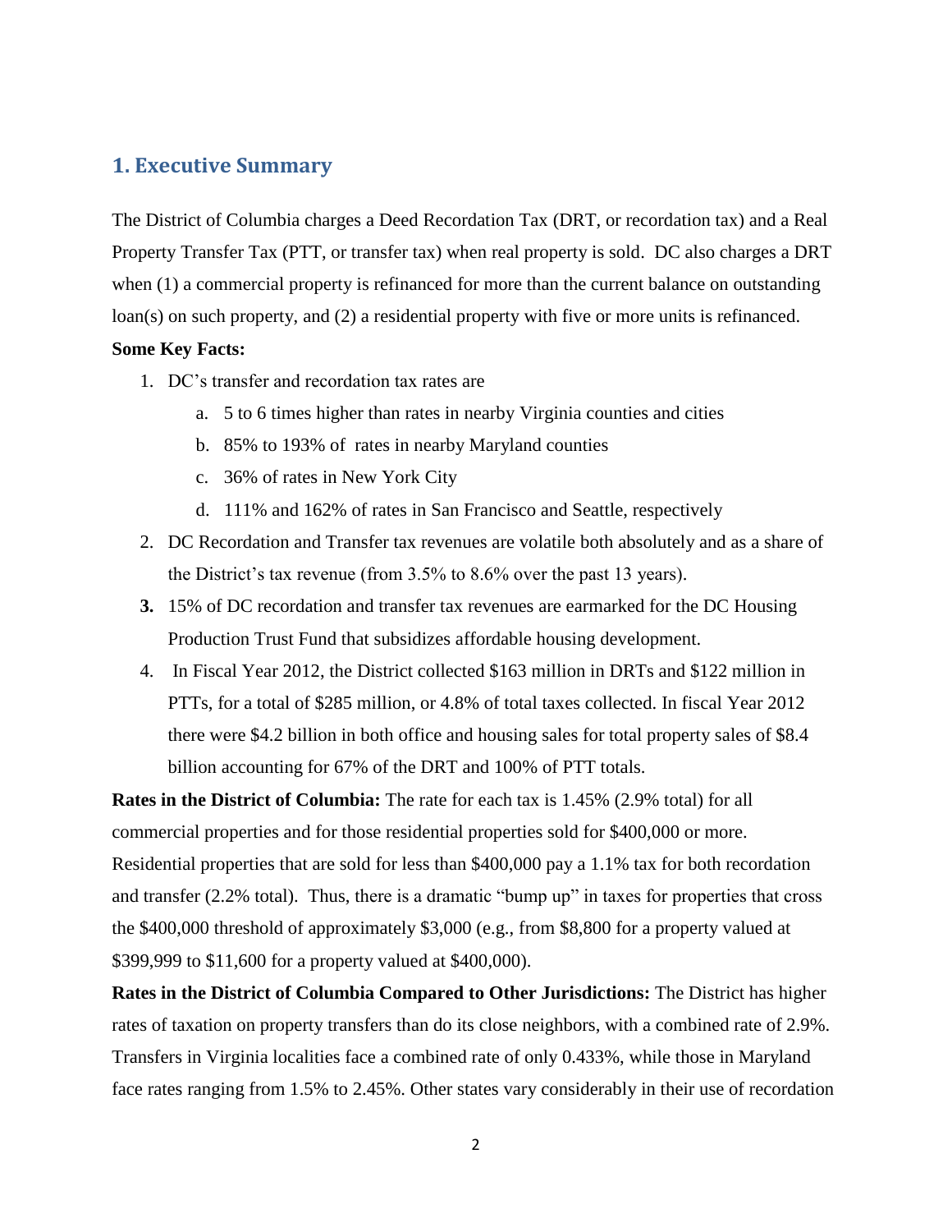## 1. Executive Summary

The District of Columbia charges a Deed Recordation Tax (DRT, or recordation tax) and a Real Property Transfer Tax (PTT, or transfer tax) when real property is sold. DC also charges a DRT when (1) a commercial property is refinanced for more than the current balance on outstanding loan(s) on such property, and (2) a residential property with five or more units is refinanced.

**Some Key Facts:**

1. DC's transfer and recordation tax rates are
   a. 5 to 6 times higher than rates in nearby Virginia counties and cities
   b. 85% to 193% of rates in nearby Maryland counties
   c. 36% of rates in New York City
   d. 111% and 162% of rates in San Francisco and Seattle, respectively
2. DC Recordation and Transfer tax revenues are volatile both absolutely and as a share of the District's tax revenue (from 3.5% to 8.6% over the past 13 years).
3. 15% of DC recordation and transfer tax revenues are earmarked for the DC Housing Production Trust Fund that subsidizes affordable housing development.
4. In Fiscal Year 2012, the District collected $163 million in DRTs and $122 million in PTTs, for a total of $285 million, or 4.8% of total taxes collected. In fiscal Year 2012 there were $4.2 billion in both office and housing sales for total property sales of $8.4 billion accounting for 67% of the DRT and 100% of PTT totals.

**Rates in the District of Columbia:** The rate for each tax is 1.45% (2.9% total) for all commercial properties and for those residential properties sold for $400,000 or more. Residential properties that are sold for less than $400,000 pay a 1.1% tax for both recordation and transfer (2.2% total). Thus, there is a dramatic "bump up" in taxes for properties that cross the $400,000 threshold of approximately $3,000 (e.g., from $8,800 for a property valued at $399,999 to $11,600 for a property valued at $400,000).

**Rates in the District of Columbia Compared to Other Jurisdictions:** The District has higher rates of taxation on property transfers than do its close neighbors, with a combined rate of 2.9%. Transfers in Virginia localities face a combined rate of only 0.433%, while those in Maryland face rates ranging from 1.5% to 2.45%. Other states vary considerably in their use of recordation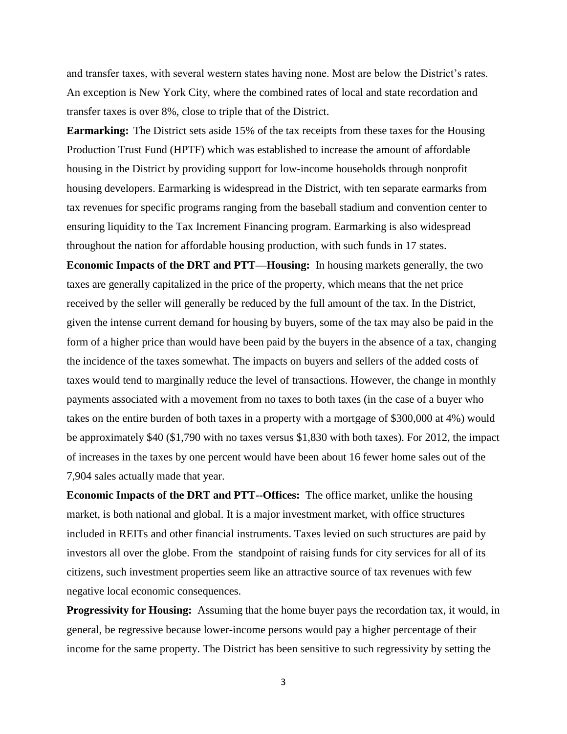and transfer taxes, with several western states having none. Most are below the District's rates. An exception is New York City, where the combined rates of local and state recordation and transfer taxes is over 8%, close to triple that of the District.

**Earmarking:** The District sets aside 15% of the tax receipts from these taxes for the Housing Production Trust Fund (HPTF) which was established to increase the amount of affordable housing in the District by providing support for low-income households through nonprofit housing developers. Earmarking is widespread in the District, with ten separate earmarks from tax revenues for specific programs ranging from the baseball stadium and convention center to ensuring liquidity to the Tax Increment Financing program. Earmarking is also widespread throughout the nation for affordable housing production, with such funds in 17 states.

**Economic Impacts of the DRT and PTT—Housing:** In housing markets generally, the two taxes are generally capitalized in the price of the property, which means that the net price received by the seller will generally be reduced by the full amount of the tax. In the District, given the intense current demand for housing by buyers, some of the tax may also be paid in the form of a higher price than would have been paid by the buyers in the absence of a tax, changing the incidence of the taxes somewhat. The impacts on buyers and sellers of the added costs of taxes would tend to marginally reduce the level of transactions. However, the change in monthly payments associated with a movement from no taxes to both taxes (in the case of a buyer who takes on the entire burden of both taxes in a property with a mortgage of $300,000 at 4%) would be approximately $40 ($1,790 with no taxes versus $1,830 with both taxes). For 2012, the impact of increases in the taxes by one percent would have been about 16 fewer home sales out of the 7,904 sales actually made that year.

**Economic Impacts of the DRT and PTT--Offices:** The office market, unlike the housing market, is both national and global. It is a major investment market, with office structures included in REITs and other financial instruments. Taxes levied on such structures are paid by investors all over the globe. From the standpoint of raising funds for city services for all of its citizens, such investment properties seem like an attractive source of tax revenues with few negative local economic consequences.

**Progressivity for Housing:** Assuming that the home buyer pays the recordation tax, it would, in general, be regressive because lower-income persons would pay a higher percentage of their income for the same property. The District has been sensitive to such regressivity by setting the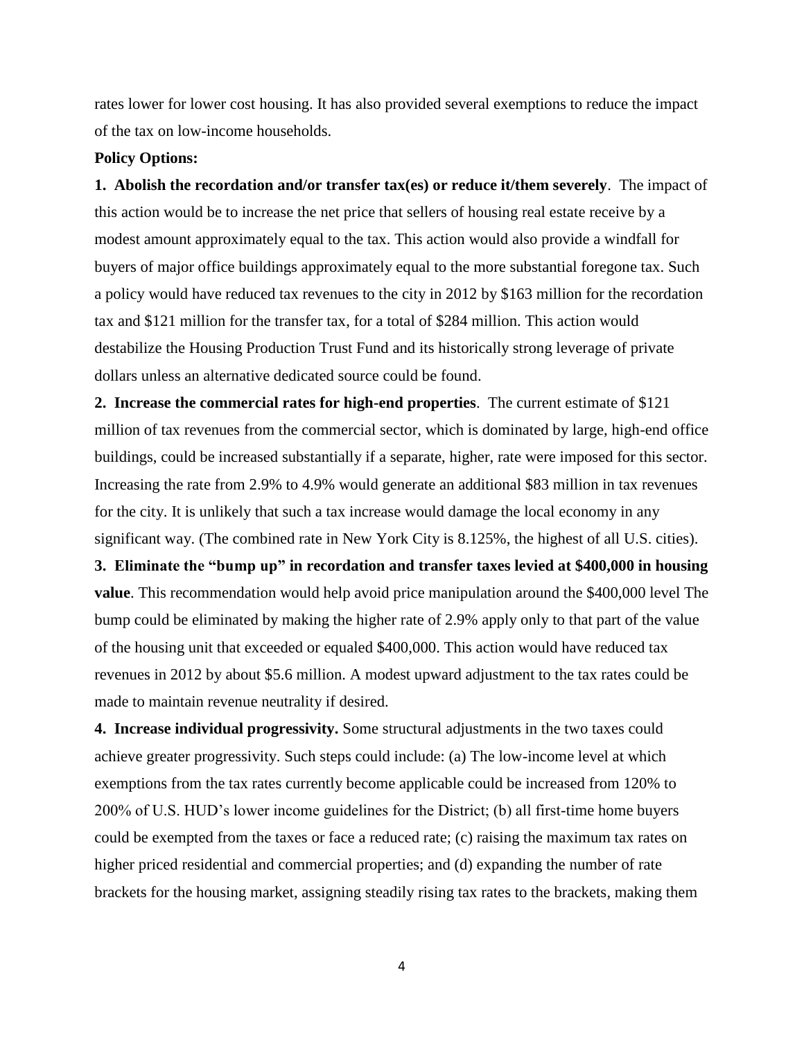rates lower for lower cost housing. It has also provided several exemptions to reduce the impact of the tax on low-income households.

**Policy Options:**

**1. Abolish the recordation and/or transfer tax(es) or reduce it/them severely**. The impact of this action would be to increase the net price that sellers of housing real estate receive by a modest amount approximately equal to the tax. This action would also provide a windfall for buyers of major office buildings approximately equal to the more substantial foregone tax. Such a policy would have reduced tax revenues to the city in 2012 by $163 million for the recordation tax and $121 million for the transfer tax, for a total of $284 million. This action would destabilize the Housing Production Trust Fund and its historically strong leverage of private dollars unless an alternative dedicated source could be found.

**2. Increase the commercial rates for high-end properties**. The current estimate of $121 million of tax revenues from the commercial sector, which is dominated by large, high-end office buildings, could be increased substantially if a separate, higher, rate were imposed for this sector. Increasing the rate from 2.9% to 4.9% would generate an additional $83 million in tax revenues for the city. It is unlikely that such a tax increase would damage the local economy in any significant way. (The combined rate in New York City is 8.125%, the highest of all U.S. cities).

**3. Eliminate the "bump up" in recordation and transfer taxes levied at $400,000 in housing value**. This recommendation would help avoid price manipulation around the $400,000 level The bump could be eliminated by making the higher rate of 2.9% apply only to that part of the value of the housing unit that exceeded or equaled $400,000. This action would have reduced tax revenues in 2012 by about $5.6 million. A modest upward adjustment to the tax rates could be made to maintain revenue neutrality if desired.

**4. Increase individual progressivity.** Some structural adjustments in the two taxes could achieve greater progressivity. Such steps could include: (a) The low-income level at which exemptions from the tax rates currently become applicable could be increased from 120% to 200% of U.S. HUD's lower income guidelines for the District; (b) all first-time home buyers could be exempted from the taxes or face a reduced rate; (c) raising the maximum tax rates on higher priced residential and commercial properties; and (d) expanding the number of rate brackets for the housing market, assigning steadily rising tax rates to the brackets, making them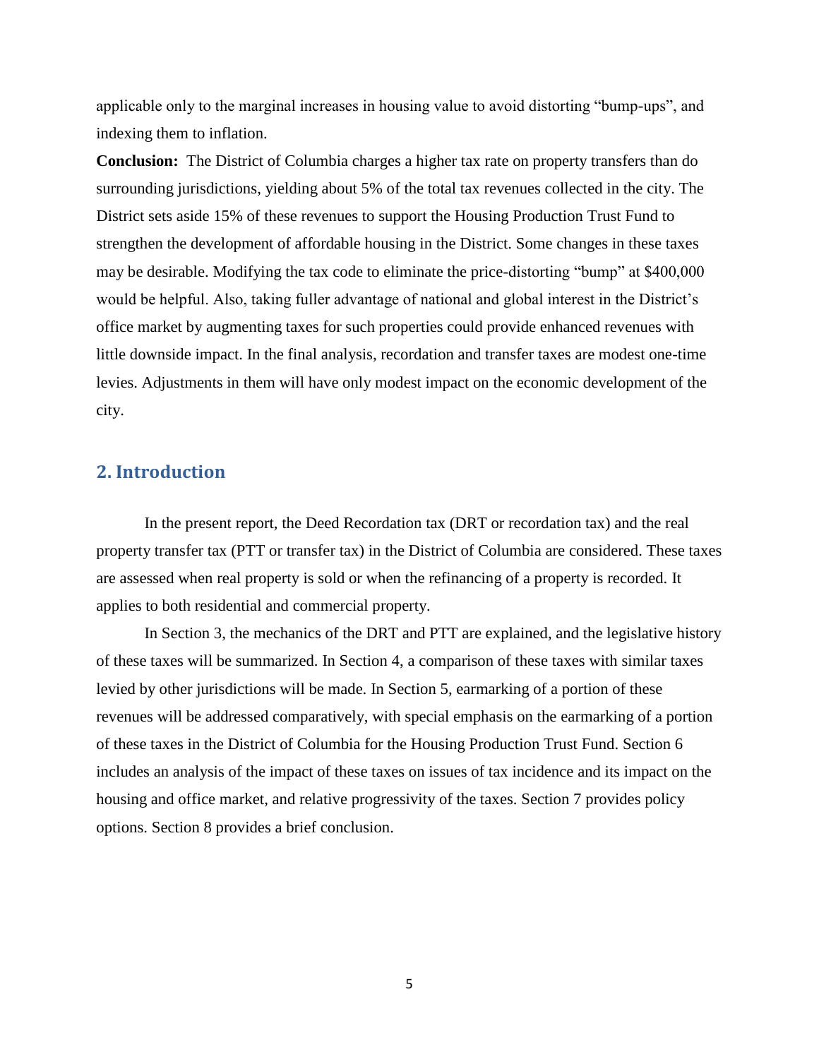applicable only to the marginal increases in housing value to avoid distorting "bump-ups", and indexing them to inflation.

**Conclusion:** The District of Columbia charges a higher tax rate on property transfers than do surrounding jurisdictions, yielding about 5% of the total tax revenues collected in the city. The District sets aside 15% of these revenues to support the Housing Production Trust Fund to strengthen the development of affordable housing in the District. Some changes in these taxes may be desirable. Modifying the tax code to eliminate the price-distorting "bump" at $400,000 would be helpful. Also, taking fuller advantage of national and global interest in the District's office market by augmenting taxes for such properties could provide enhanced revenues with little downside impact. In the final analysis, recordation and transfer taxes are modest one-time levies. Adjustments in them will have only modest impact on the economic development of the city.

## 2. Introduction

In the present report, the Deed Recordation tax (DRT or recordation tax) and the real property transfer tax (PTT or transfer tax) in the District of Columbia are considered. These taxes are assessed when real property is sold or when the refinancing of a property is recorded. It applies to both residential and commercial property.

In Section 3, the mechanics of the DRT and PTT are explained, and the legislative history of these taxes will be summarized. In Section 4, a comparison of these taxes with similar taxes levied by other jurisdictions will be made. In Section 5, earmarking of a portion of these revenues will be addressed comparatively, with special emphasis on the earmarking of a portion of these taxes in the District of Columbia for the Housing Production Trust Fund. Section 6 includes an analysis of the impact of these taxes on issues of tax incidence and its impact on the housing and office market, and relative progressivity of the taxes. Section 7 provides policy options. Section 8 provides a brief conclusion.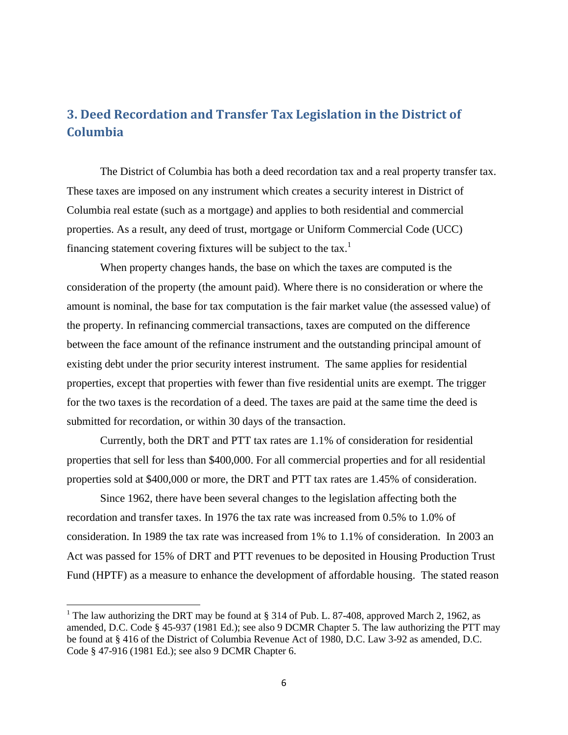## 3. Deed Recordation and Transfer Tax Legislation in the District of Columbia

The District of Columbia has both a deed recordation tax and a real property transfer tax. These taxes are imposed on any instrument which creates a security interest in District of Columbia real estate (such as a mortgage) and applies to both residential and commercial properties. As a result, any deed of trust, mortgage or Uniform Commercial Code (UCC) financing statement covering fixtures will be subject to the tax.[1]

When property changes hands, the base on which the taxes are computed is the consideration of the property (the amount paid). Where there is no consideration or where the amount is nominal, the base for tax computation is the fair market value (the assessed value) of the property. In refinancing commercial transactions, taxes are computed on the difference between the face amount of the refinance instrument and the outstanding principal amount of existing debt under the prior security interest instrument. The same applies for residential properties, except that properties with fewer than five residential units are exempt. The trigger for the two taxes is the recordation of a deed. The taxes are paid at the same time the deed is submitted for recordation, or within 30 days of the transaction.

Currently, both the DRT and PTT tax rates are 1.1% of consideration for residential properties that sell for less than $400,000. For all commercial properties and for all residential properties sold at $400,000 or more, the DRT and PTT tax rates are 1.45% of consideration.

Since 1962, there have been several changes to the legislation affecting both the recordation and transfer taxes. In 1976 the tax rate was increased from 0.5% to 1.0% of consideration. In 1989 the tax rate was increased from 1% to 1.1% of consideration. In 2003 an Act was passed for 15% of DRT and PTT revenues to be deposited in Housing Production Trust Fund (HPTF) as a measure to enhance the development of affordable housing. The stated reason

[1] The law authorizing the DRT may be found at § 314 of Pub. L. 87-408, approved March 2, 1962, as amended, D.C. Code § 45-937 (1981 Ed.); see also 9 DCMR Chapter 5. The law authorizing the PTT may be found at § 416 of the District of Columbia Revenue Act of 1980, D.C. Law 3-92 as amended, D.C. Code § 47-916 (1981 Ed.); see also 9 DCMR Chapter 6.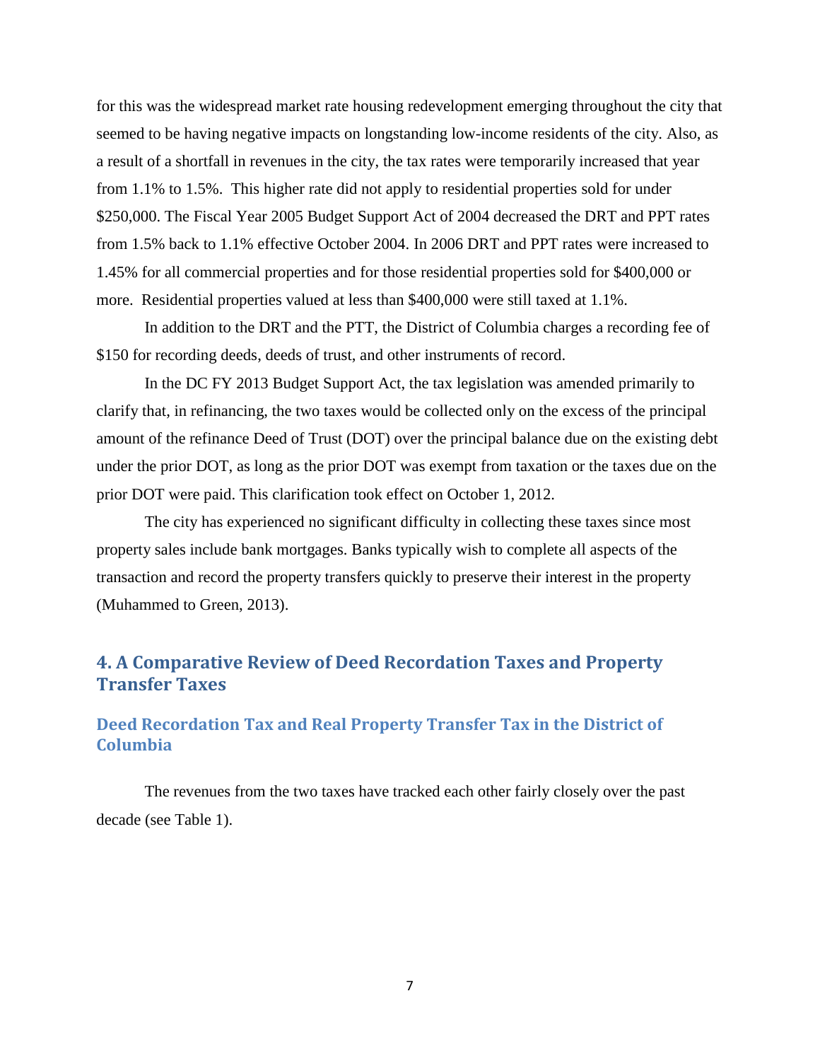for this was the widespread market rate housing redevelopment emerging throughout the city that seemed to be having negative impacts on longstanding low-income residents of the city. Also, as a result of a shortfall in revenues in the city, the tax rates were temporarily increased that year from 1.1% to 1.5%. This higher rate did not apply to residential properties sold for under $250,000. The Fiscal Year 2005 Budget Support Act of 2004 decreased the DRT and PPT rates from 1.5% back to 1.1% effective October 2004. In 2006 DRT and PPT rates were increased to 1.45% for all commercial properties and for those residential properties sold for $400,000 or more. Residential properties valued at less than $400,000 were still taxed at 1.1%.

In addition to the DRT and the PTT, the District of Columbia charges a recording fee of $150 for recording deeds, deeds of trust, and other instruments of record.

In the DC FY 2013 Budget Support Act, the tax legislation was amended primarily to clarify that, in refinancing, the two taxes would be collected only on the excess of the principal amount of the refinance Deed of Trust (DOT) over the principal balance due on the existing debt under the prior DOT, as long as the prior DOT was exempt from taxation or the taxes due on the prior DOT were paid. This clarification took effect on October 1, 2012.

The city has experienced no significant difficulty in collecting these taxes since most property sales include bank mortgages. Banks typically wish to complete all aspects of the transaction and record the property transfers quickly to preserve their interest in the property (Muhammed to Green, 2013).

## 4. A Comparative Review of Deed Recordation Taxes and Property Transfer Taxes

### Deed Recordation Tax and Real Property Transfer Tax in the District of Columbia

The revenues from the two taxes have tracked each other fairly closely over the past decade (see Table 1).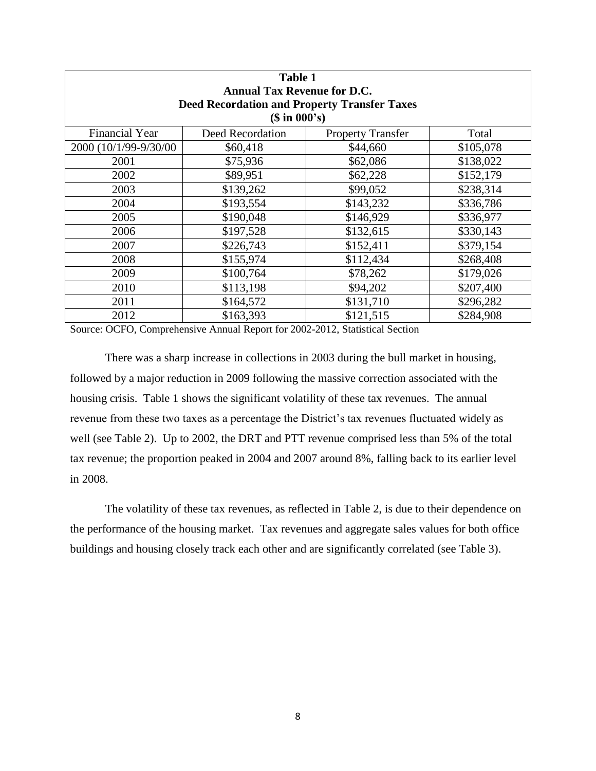| **Table 1**<br>**Annual Tax Revenue for D.C.**<br>**Deed Recordation and Property Transfer Taxes**<br>**($ in 000's)** | | | |
|---|---|---|---|
| Financial Year | Deed Recordation | Property Transfer | Total |
| 2000 (10/1/99-9/30/00 | $60,418 | $44,660 | $105,078 |
| 2001 | $75,936 | $62,086 | $138,022 |
| 2002 | $89,951 | $62,228 | $152,179 |
| 2003 | $139,262 | $99,052 | $238,314 |
| 2004 | $193,554 | $143,232 | $336,786 |
| 2005 | $190,048 | $146,929 | $336,977 |
| 2006 | $197,528 | $132,615 | $330,143 |
| 2007 | $226,743 | $152,411 | $379,154 |
| 2008 | $155,974 | $112,434 | $268,408 |
| 2009 | $100,764 | $78,262 | $179,026 |
| 2010 | $113,198 | $94,202 | $207,400 |
| 2011 | $164,572 | $131,710 | $296,282 |
| 2012 | $163,393 | $121,515 | $284,908 |

Source: OCFO, Comprehensive Annual Report for 2002-2012, Statistical Section

There was a sharp increase in collections in 2003 during the bull market in housing, followed by a major reduction in 2009 following the massive correction associated with the housing crisis. Table 1 shows the significant volatility of these tax revenues. The annual revenue from these two taxes as a percentage the District's tax revenues fluctuated widely as well (see Table 2). Up to 2002, the DRT and PTT revenue comprised less than 5% of the total tax revenue; the proportion peaked in 2004 and 2007 around 8%, falling back to its earlier level in 2008.

The volatility of these tax revenues, as reflected in Table 2, is due to their dependence on the performance of the housing market. Tax revenues and aggregate sales values for both office buildings and housing closely track each other and are significantly correlated (see Table 3).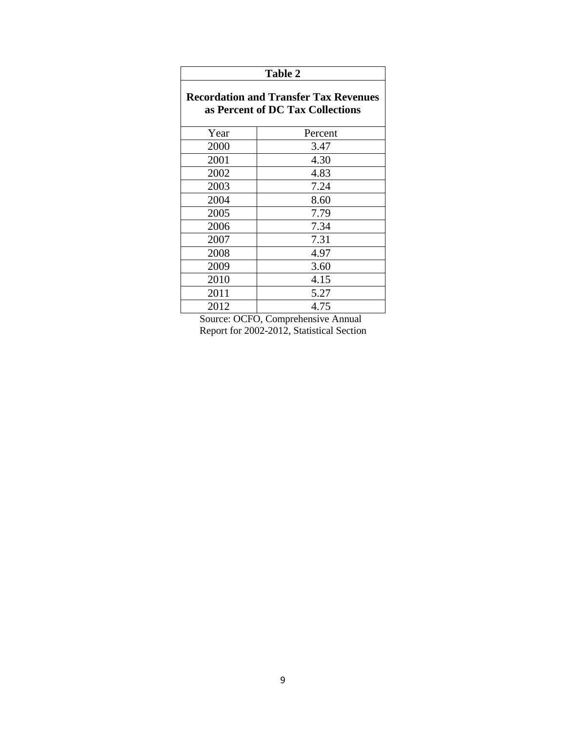**Table 2**

**Recordation and Transfer Tax Revenues as Percent of DC Tax Collections**

| Year | Percent |
|---|---|
| 2000 | 3.47 |
| 2001 | 4.30 |
| 2002 | 4.83 |
| 2003 | 7.24 |
| 2004 | 8.60 |
| 2005 | 7.79 |
| 2006 | 7.34 |
| 2007 | 7.31 |
| 2008 | 4.97 |
| 2009 | 3.60 |
| 2010 | 4.15 |
| 2011 | 5.27 |
| 2012 | 4.75 |

Source: OCFO, Comprehensive Annual Report for 2002-2012, Statistical Section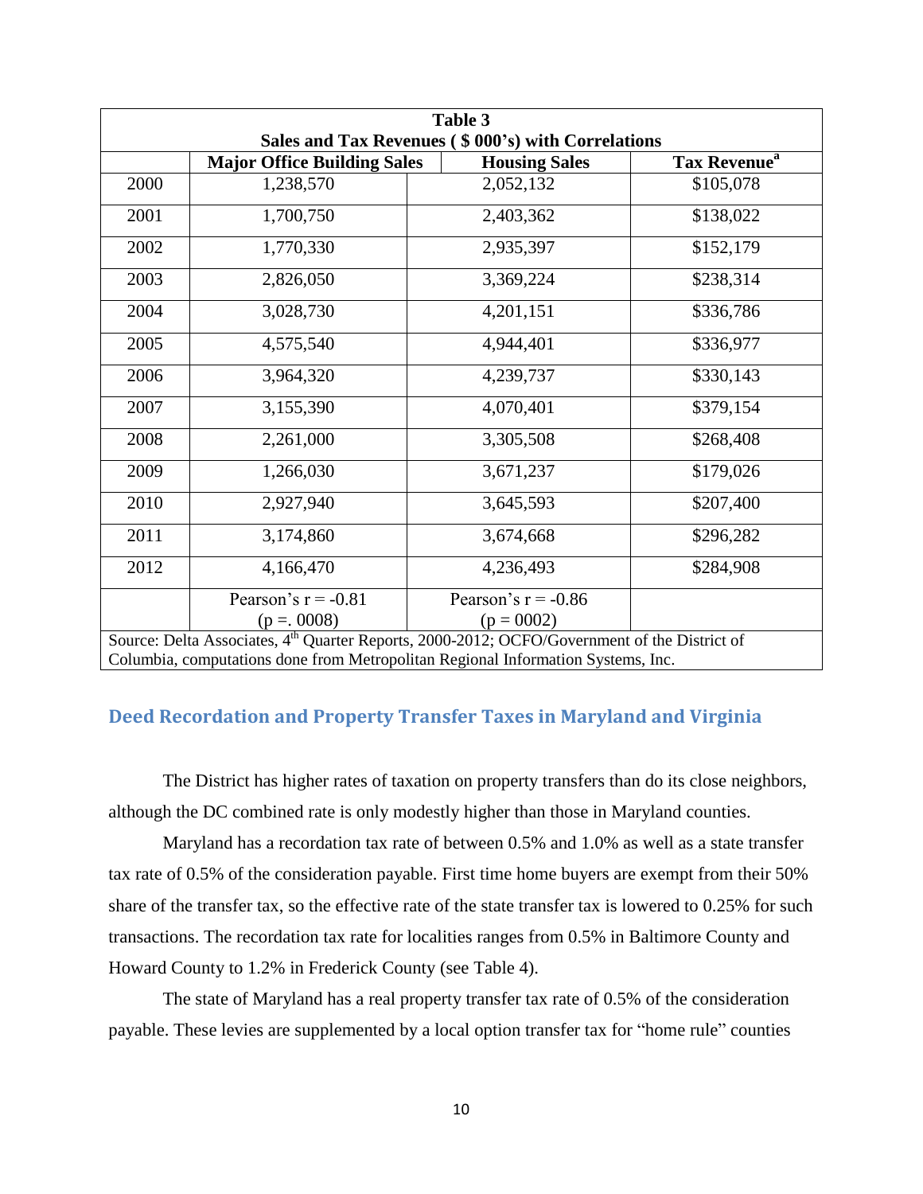| Table 3<br>Sales and Tax Revenues ( $ 000's) with Correlations | | | |
|---|---|---|---|
| | **Major Office Building Sales** | **Housing Sales** | **Tax Revenue[a]** |
| 2000 | 1,238,570 | 2,052,132 | $105,078 |
| 2001 | 1,700,750 | 2,403,362 | $138,022 |
| 2002 | 1,770,330 | 2,935,397 | $152,179 |
| 2003 | 2,826,050 | 3,369,224 | $238,314 |
| 2004 | 3,028,730 | 4,201,151 | $336,786 |
| 2005 | 4,575,540 | 4,944,401 | $336,977 |
| 2006 | 3,964,320 | 4,239,737 | $330,143 |
| 2007 | 3,155,390 | 4,070,401 | $379,154 |
| 2008 | 2,261,000 | 3,305,508 | $268,408 |
| 2009 | 1,266,030 | 3,671,237 | $179,026 |
| 2010 | 2,927,940 | 3,645,593 | $207,400 |
| 2011 | 3,174,860 | 3,674,668 | $296,282 |
| 2012 | 4,166,470 | 4,236,493 | $284,908 |
| | Pearson's r = -0.81 (p =. 0008) | Pearson's r = -0.86 (p = 0002) | |

Source: Delta Associates, 4th Quarter Reports, 2000-2012; OCFO/Government of the District of Columbia, computations done from Metropolitan Regional Information Systems, Inc.

## Deed Recordation and Property Transfer Taxes in Maryland and Virginia

The District has higher rates of taxation on property transfers than do its close neighbors, although the DC combined rate is only modestly higher than those in Maryland counties.

Maryland has a recordation tax rate of between 0.5% and 1.0% as well as a state transfer tax rate of 0.5% of the consideration payable. First time home buyers are exempt from their 50% share of the transfer tax, so the effective rate of the state transfer tax is lowered to 0.25% for such transactions. The recordation tax rate for localities ranges from 0.5% in Baltimore County and Howard County to 1.2% in Frederick County (see Table 4).

The state of Maryland has a real property transfer tax rate of 0.5% of the consideration payable. These levies are supplemented by a local option transfer tax for "home rule" counties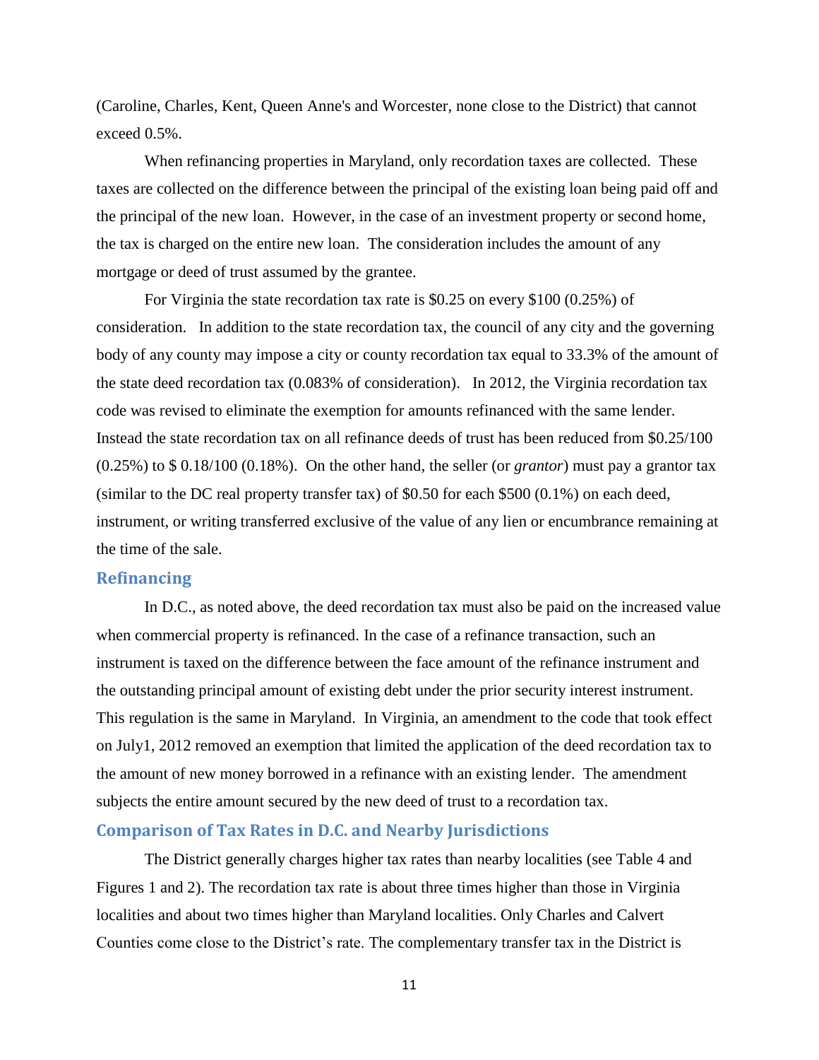(Caroline, Charles, Kent, Queen Anne's and Worcester, none close to the District) that cannot exceed 0.5%.

When refinancing properties in Maryland, only recordation taxes are collected. These taxes are collected on the difference between the principal of the existing loan being paid off and the principal of the new loan. However, in the case of an investment property or second home, the tax is charged on the entire new loan. The consideration includes the amount of any mortgage or deed of trust assumed by the grantee.

For Virginia the state recordation tax rate is $0.25 on every $100 (0.25%) of consideration. In addition to the state recordation tax, the council of any city and the governing body of any county may impose a city or county recordation tax equal to 33.3% of the amount of the state deed recordation tax (0.083% of consideration). In 2012, the Virginia recordation tax code was revised to eliminate the exemption for amounts refinanced with the same lender. Instead the state recordation tax on all refinance deeds of trust has been reduced from $0.25/100 (0.25%) to $ 0.18/100 (0.18%). On the other hand, the seller (or *grantor*) must pay a grantor tax (similar to the DC real property transfer tax) of $0.50 for each $500 (0.1%) on each deed, instrument, or writing transferred exclusive of the value of any lien or encumbrance remaining at the time of the sale.

## Refinancing

In D.C., as noted above, the deed recordation tax must also be paid on the increased value when commercial property is refinanced. In the case of a refinance transaction, such an instrument is taxed on the difference between the face amount of the refinance instrument and the outstanding principal amount of existing debt under the prior security interest instrument. This regulation is the same in Maryland. In Virginia, an amendment to the code that took effect on July1, 2012 removed an exemption that limited the application of the deed recordation tax to the amount of new money borrowed in a refinance with an existing lender. The amendment subjects the entire amount secured by the new deed of trust to a recordation tax.

## Comparison of Tax Rates in D.C. and Nearby Jurisdictions

The District generally charges higher tax rates than nearby localities (see Table 4 and Figures 1 and 2). The recordation tax rate is about three times higher than those in Virginia localities and about two times higher than Maryland localities. Only Charles and Calvert Counties come close to the District's rate. The complementary transfer tax in the District is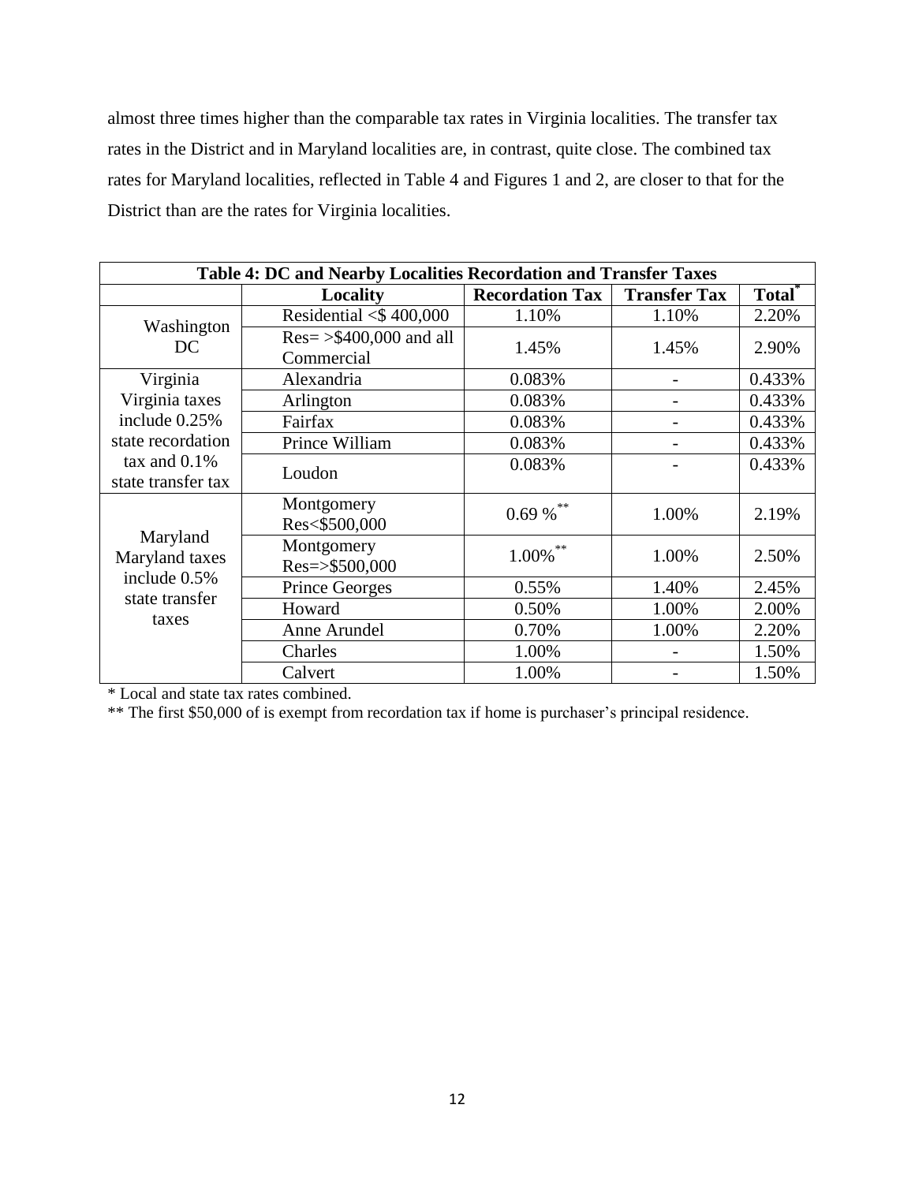almost three times higher than the comparable tax rates in Virginia localities. The transfer tax rates in the District and in Maryland localities are, in contrast, quite close. The combined tax rates for Maryland localities, reflected in Table 4 and Figures 1 and 2, are closer to that for the District than are the rates for Virginia localities.

**Table 4: DC and Nearby Localities Recordation and Transfer Taxes**

| | Locality | Recordation Tax | Transfer Tax | Total* |
|---|---|---|---|---|
| Washington DC | Residential <$ 400,000 | 1.10% | 1.10% | 2.20% |
| | Res= >$400,000 and all Commercial | 1.45% | 1.45% | 2.90% |
| Virginia<br>Virginia taxes include 0.25% state recordation tax and 0.1% state transfer tax | Alexandria | 0.083% | - | 0.433% |
| | Arlington | 0.083% | - | 0.433% |
| | Fairfax | 0.083% | - | 0.433% |
| | Prince William | 0.083% | - | 0.433% |
| | Loudon | 0.083% | - | 0.433% |
| Maryland<br>Maryland taxes include 0.5% state transfer taxes | Montgomery Res<$500,000 | 0.69 %** | 1.00% | 2.19% |
| | Montgomery Res=>$500,000 | 1.00%** | 1.00% | 2.50% |
| | Prince Georges | 0.55% | 1.40% | 2.45% |
| | Howard | 0.50% | 1.00% | 2.00% |
| | Anne Arundel | 0.70% | 1.00% | 2.20% |
| | Charles | 1.00% | - | 1.50% |
| | Calvert | 1.00% | - | 1.50% |

* Local and state tax rates combined.

** The first $50,000 of is exempt from recordation tax if home is purchaser's principal residence.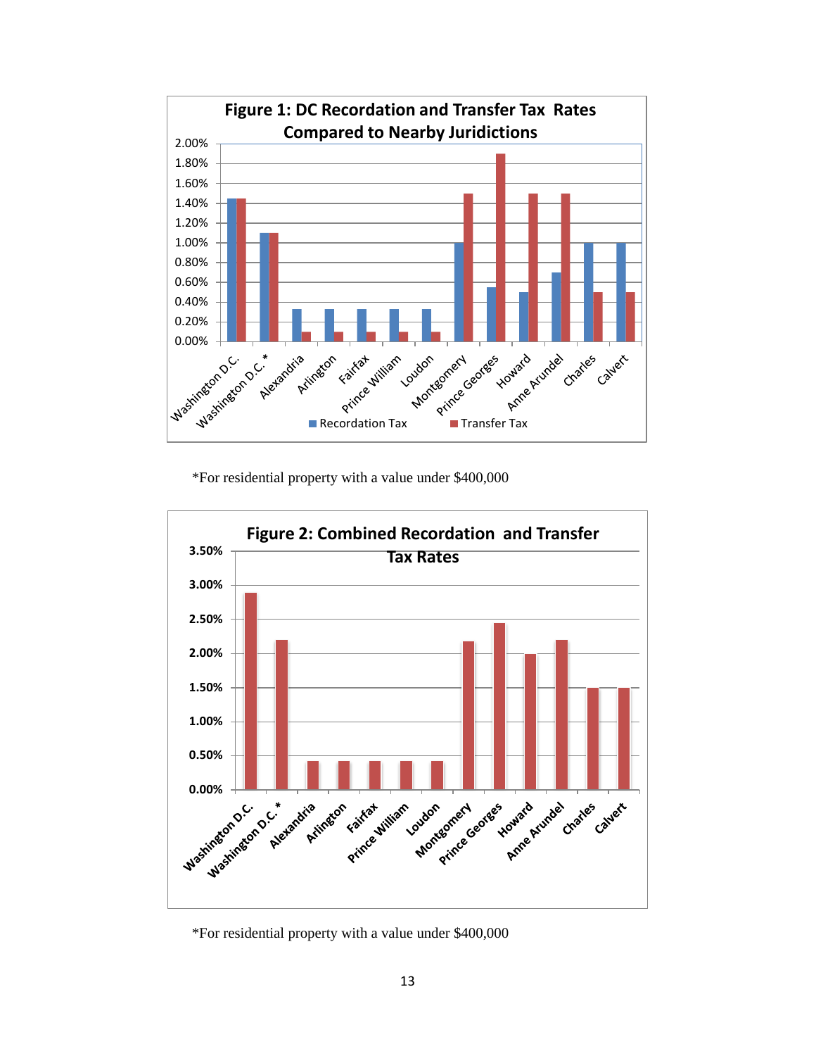**Figure 1: DC Recordation and Transfer Tax Rates Compared to Nearby Juridictions**

*For residential property with a value under $400,000

**Figure 2: Combined Recordation and Transfer Tax Rates**

*For residential property with a value under $400,000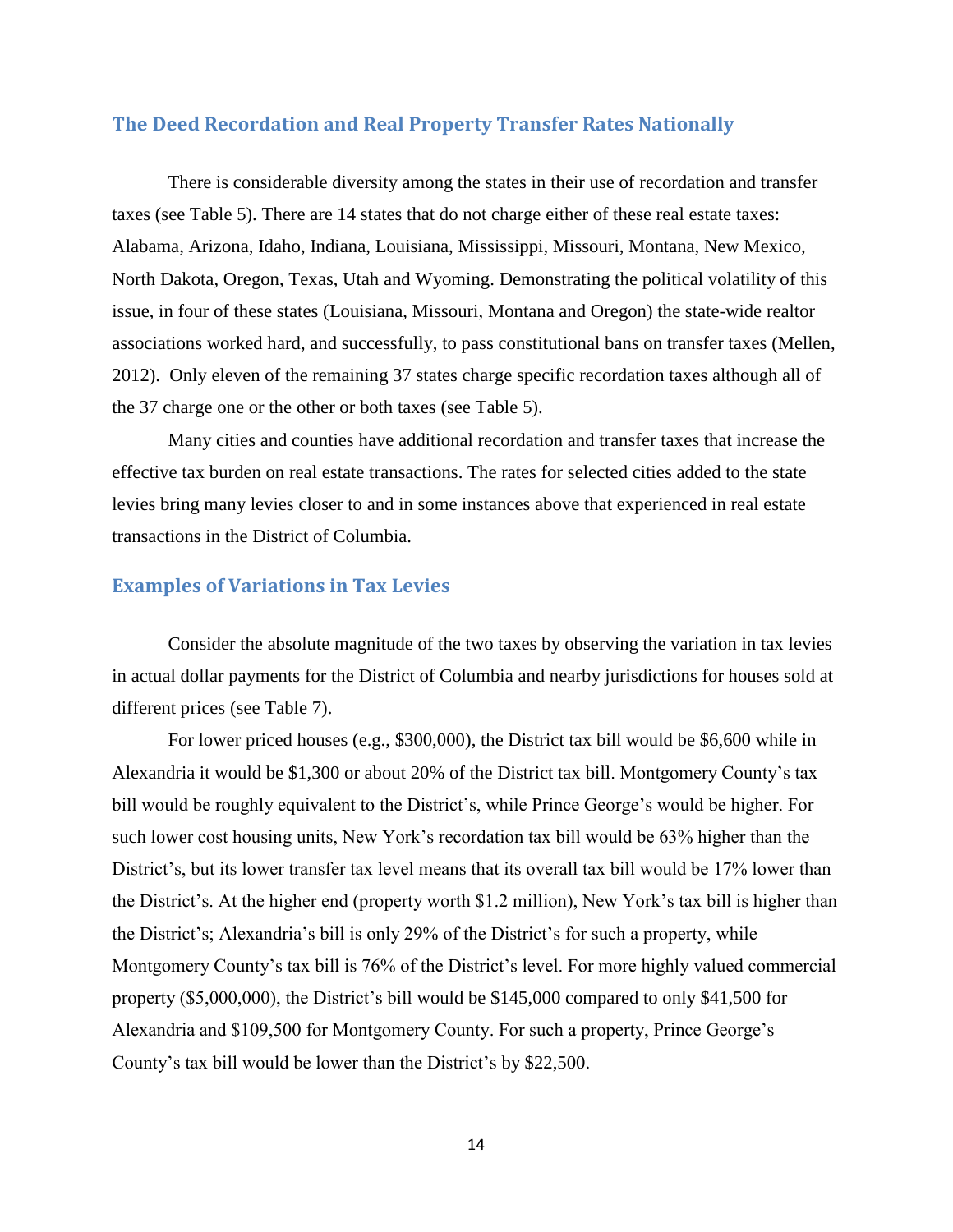## The Deed Recordation and Real Property Transfer Rates Nationally

There is considerable diversity among the states in their use of recordation and transfer taxes (see Table 5). There are 14 states that do not charge either of these real estate taxes: Alabama, Arizona, Idaho, Indiana, Louisiana, Mississippi, Missouri, Montana, New Mexico, North Dakota, Oregon, Texas, Utah and Wyoming. Demonstrating the political volatility of this issue, in four of these states (Louisiana, Missouri, Montana and Oregon) the state-wide realtor associations worked hard, and successfully, to pass constitutional bans on transfer taxes (Mellen, 2012). Only eleven of the remaining 37 states charge specific recordation taxes although all of the 37 charge one or the other or both taxes (see Table 5).

Many cities and counties have additional recordation and transfer taxes that increase the effective tax burden on real estate transactions. The rates for selected cities added to the state levies bring many levies closer to and in some instances above that experienced in real estate transactions in the District of Columbia.

## Examples of Variations in Tax Levies

Consider the absolute magnitude of the two taxes by observing the variation in tax levies in actual dollar payments for the District of Columbia and nearby jurisdictions for houses sold at different prices (see Table 7).

For lower priced houses (e.g., $300,000), the District tax bill would be $6,600 while in Alexandria it would be $1,300 or about 20% of the District tax bill. Montgomery County's tax bill would be roughly equivalent to the District's, while Prince George's would be higher. For such lower cost housing units, New York's recordation tax bill would be 63% higher than the District's, but its lower transfer tax level means that its overall tax bill would be 17% lower than the District's. At the higher end (property worth $1.2 million), New York's tax bill is higher than the District's; Alexandria's bill is only 29% of the District's for such a property, while Montgomery County's tax bill is 76% of the District's level. For more highly valued commercial property ($5,000,000), the District's bill would be $145,000 compared to only $41,500 for Alexandria and $109,500 for Montgomery County. For such a property, Prince George's County's tax bill would be lower than the District's by $22,500.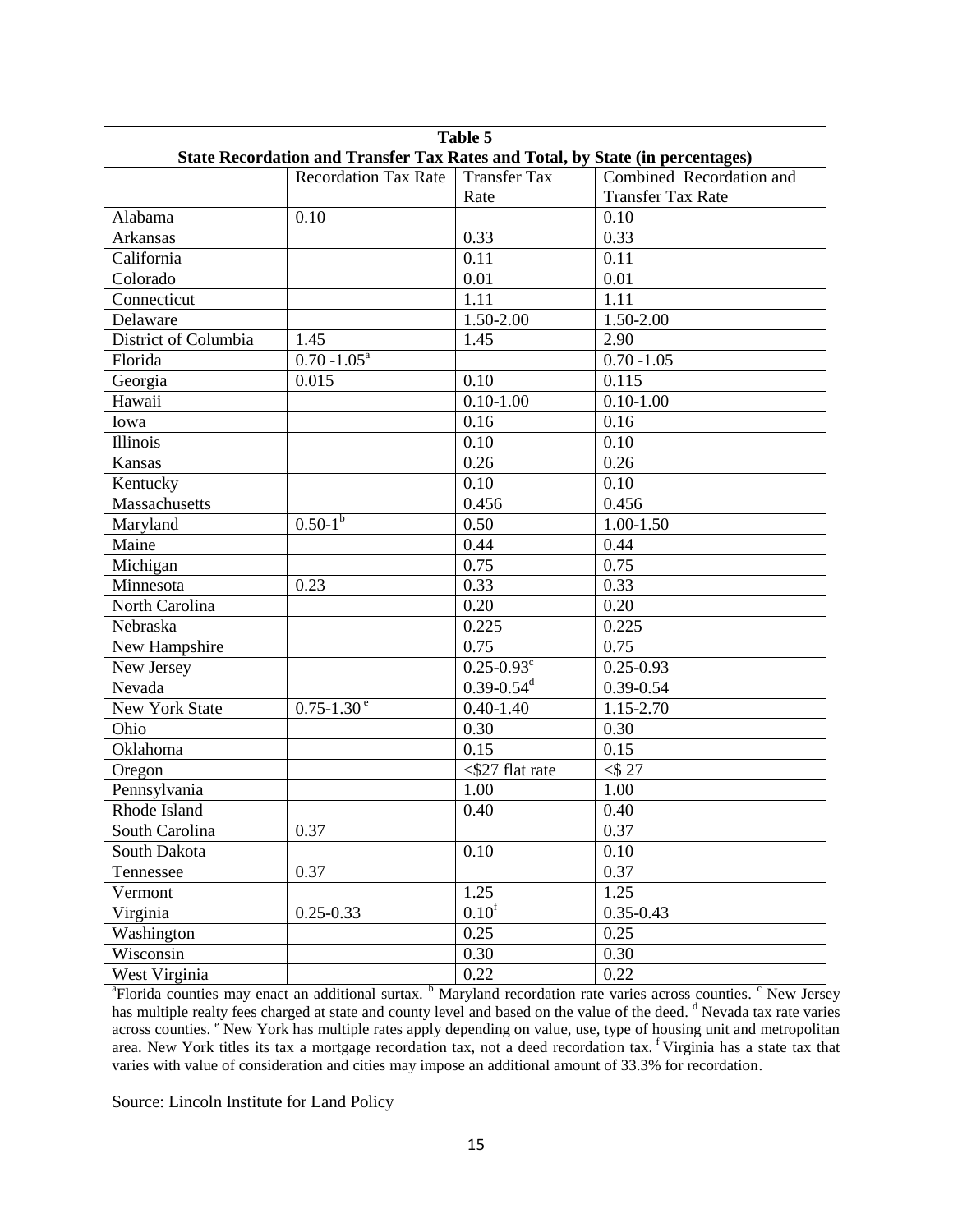| Table 5 | | | |
|---|---|---|---|
| **State Recordation and Transfer Tax Rates and Total, by State (in percentages)** | | | |
| | Recordation Tax Rate | Transfer Tax Rate | Combined Recordation and Transfer Tax Rate |
| Alabama | 0.10 | | 0.10 |
| Arkansas | | 0.33 | 0.33 |
| California | | 0.11 | 0.11 |
| Colorado | | 0.01 | 0.01 |
| Connecticut | | 1.11 | 1.11 |
| Delaware | | 1.50-2.00 | 1.50-2.00 |
| District of Columbia | 1.45 | 1.45 | 2.90 |
| Florida | 0.70 -1.05[a] | | 0.70 -1.05 |
| Georgia | 0.015 | 0.10 | 0.115 |
| Hawaii | | 0.10-1.00 | 0.10-1.00 |
| Iowa | | 0.16 | 0.16 |
| Illinois | | 0.10 | 0.10 |
| Kansas | | 0.26 | 0.26 |
| Kentucky | | 0.10 | 0.10 |
| Massachusetts | | 0.456 | 0.456 |
| Maryland | 0.50-1[b] | 0.50 | 1.00-1.50 |
| Maine | | 0.44 | 0.44 |
| Michigan | | 0.75 | 0.75 |
| Minnesota | 0.23 | 0.33 | 0.33 |
| North Carolina | | 0.20 | 0.20 |
| Nebraska | | 0.225 | 0.225 |
| New Hampshire | | 0.75 | 0.75 |
| New Jersey | | 0.25-0.93[c] | 0.25-0.93 |
| Nevada | | 0.39-0.54[d] | 0.39-0.54 |
| New York State | 0.75-1.30[e] | 0.40-1.40 | 1.15-2.70 |
| Ohio | | 0.30 | 0.30 |
| Oklahoma | | 0.15 | 0.15 |
| Oregon | | <$27 flat rate | <$ 27 |
| Pennsylvania | | 1.00 | 1.00 |
| Rhode Island | | 0.40 | 0.40 |
| South Carolina | 0.37 | | 0.37 |
| South Dakota | | 0.10 | 0.10 |
| Tennessee | 0.37 | | 0.37 |
| Vermont | | 1.25 | 1.25 |
| Virginia | 0.25-0.33 | 0.10[f] | 0.35-0.43 |
| Washington | | 0.25 | 0.25 |
| Wisconsin | | 0.30 | 0.30 |
| West Virginia | | 0.22 | 0.22 |

[a]Florida counties may enact an additional surtax. [b] Maryland recordation rate varies across counties. [c] New Jersey has multiple realty fees charged at state and county level and based on the value of the deed. [d] Nevada tax rate varies across counties. [e] New York has multiple rates apply depending on value, use, type of housing unit and metropolitan area. New York titles its tax a mortgage recordation tax, not a deed recordation tax. [f] Virginia has a state tax that varies with value of consideration and cities may impose an additional amount of 33.3% for recordation.

Source: Lincoln Institute for Land Policy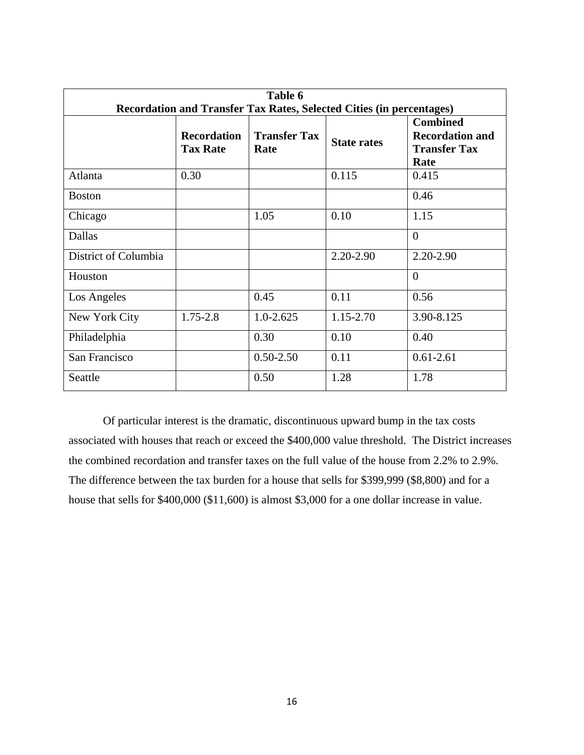| Table 6<br>Recordation and Transfer Tax Rates, Selected Cities (in percentages) | | | | |
|---|---|---|---|---|
| | **Recordation Tax Rate** | **Transfer Tax Rate** | **State rates** | **Combined Recordation and Transfer Tax Rate** |
| Atlanta | 0.30 | | 0.115 | 0.415 |
| Boston | | | | 0.46 |
| Chicago | | 1.05 | 0.10 | 1.15 |
| Dallas | | | | 0 |
| District of Columbia | | | 2.20-2.90 | 2.20-2.90 |
| Houston | | | | 0 |
| Los Angeles | | 0.45 | 0.11 | 0.56 |
| New York City | 1.75-2.8 | 1.0-2.625 | 1.15-2.70 | 3.90-8.125 |
| Philadelphia | | 0.30 | 0.10 | 0.40 |
| San Francisco | | 0.50-2.50 | 0.11 | 0.61-2.61 |
| Seattle | | 0.50 | 1.28 | 1.78 |

Of particular interest is the dramatic, discontinuous upward bump in the tax costs associated with houses that reach or exceed the $400,000 value threshold. The District increases the combined recordation and transfer taxes on the full value of the house from 2.2% to 2.9%. The difference between the tax burden for a house that sells for $399,999 ($8,800) and for a house that sells for $400,000 ($11,600) is almost $3,000 for a one dollar increase in value.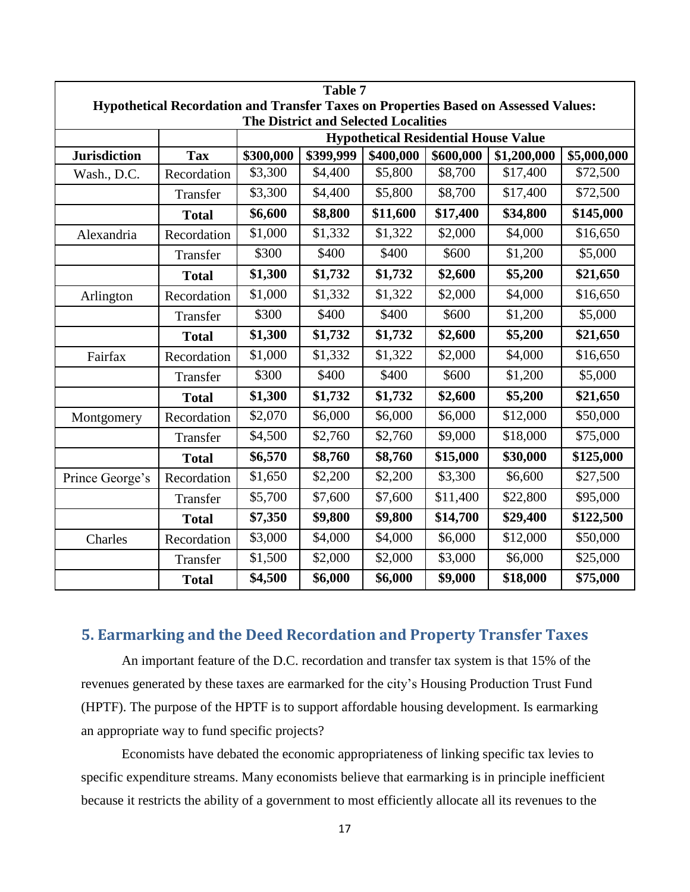| Table 7 | | | | | | | |
|---|---|---|---|---|---|---|---|
| **Hypothetical Recordation and Transfer Taxes on Properties Based on Assessed Values: The District and Selected Localities** | | | | | | | |
| | | **Hypothetical Residential House Value** | | | | | |
| **Jurisdiction** | **Tax** | **\$300,000** | **\$399,999** | **\$400,000** | **\$600,000** | **\$1,200,000** | **\$5,000,000** |
| Wash., D.C. | Recordation | \$3,300 | \$4,400 | \$5,800 | \$8,700 | \$17,400 | \$72,500 |
| | Transfer | \$3,300 | \$4,400 | \$5,800 | \$8,700 | \$17,400 | \$72,500 |
| | **Total** | **\$6,600** | **\$8,800** | **\$11,600** | **\$17,400** | **\$34,800** | **\$145,000** |
| Alexandria | Recordation | \$1,000 | \$1,332 | \$1,322 | \$2,000 | \$4,000 | \$16,650 |
| | Transfer | \$300 | \$400 | \$400 | \$600 | \$1,200 | \$5,000 |
| | **Total** | **\$1,300** | **\$1,732** | **\$1,732** | **\$2,600** | **\$5,200** | **\$21,650** |
| Arlington | Recordation | \$1,000 | \$1,332 | \$1,322 | \$2,000 | \$4,000 | \$16,650 |
| | Transfer | \$300 | \$400 | \$400 | \$600 | \$1,200 | \$5,000 |
| | **Total** | **\$1,300** | **\$1,732** | **\$1,732** | **\$2,600** | **\$5,200** | **\$21,650** |
| Fairfax | Recordation | \$1,000 | \$1,332 | \$1,322 | \$2,000 | \$4,000 | \$16,650 |
| | Transfer | \$300 | \$400 | \$400 | \$600 | \$1,200 | \$5,000 |
| | **Total** | **\$1,300** | **\$1,732** | **\$1,732** | **\$2,600** | **\$5,200** | **\$21,650** |
| Montgomery | Recordation | \$2,070 | \$6,000 | \$6,000 | \$6,000 | \$12,000 | \$50,000 |
| | Transfer | \$4,500 | \$2,760 | \$2,760 | \$9,000 | \$18,000 | \$75,000 |
| | **Total** | **\$6,570** | **\$8,760** | **\$8,760** | **\$15,000** | **\$30,000** | **\$125,000** |
| Prince George's | Recordation | \$1,650 | \$2,200 | \$2,200 | \$3,300 | \$6,600 | \$27,500 |
| | Transfer | \$5,700 | \$7,600 | \$7,600 | \$11,400 | \$22,800 | \$95,000 |
| | **Total** | **\$7,350** | **\$9,800** | **\$9,800** | **\$14,700** | **\$29,400** | **\$122,500** |
| Charles | Recordation | \$3,000 | \$4,000 | \$4,000 | \$6,000 | \$12,000 | \$50,000 |
| | Transfer | \$1,500 | \$2,000 | \$2,000 | \$3,000 | \$6,000 | \$25,000 |
| | **Total** | **\$4,500** | **\$6,000** | **\$6,000** | **\$9,000** | **\$18,000** | **\$75,000** |

## 5. Earmarking and the Deed Recordation and Property Transfer Taxes

An important feature of the D.C. recordation and transfer tax system is that 15% of the revenues generated by these taxes are earmarked for the city's Housing Production Trust Fund (HPTF). The purpose of the HPTF is to support affordable housing development. Is earmarking an appropriate way to fund specific projects?

Economists have debated the economic appropriateness of linking specific tax levies to specific expenditure streams. Many economists believe that earmarking is in principle inefficient because it restricts the ability of a government to most efficiently allocate all its revenues to the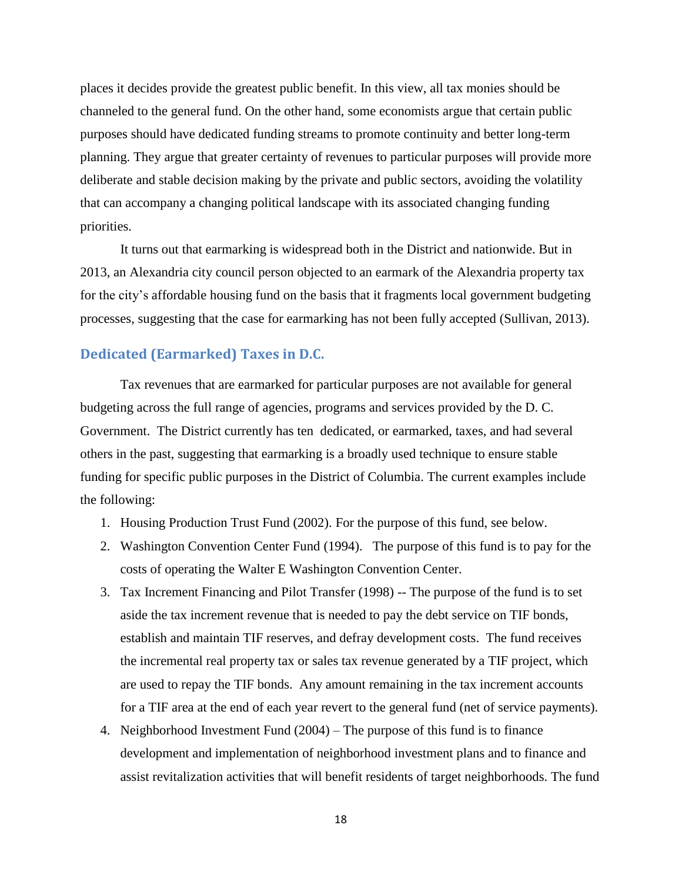places it decides provide the greatest public benefit. In this view, all tax monies should be channeled to the general fund. On the other hand, some economists argue that certain public purposes should have dedicated funding streams to promote continuity and better long-term planning. They argue that greater certainty of revenues to particular purposes will provide more deliberate and stable decision making by the private and public sectors, avoiding the volatility that can accompany a changing political landscape with its associated changing funding priorities.

It turns out that earmarking is widespread both in the District and nationwide. But in 2013, an Alexandria city council person objected to an earmark of the Alexandria property tax for the city's affordable housing fund on the basis that it fragments local government budgeting processes, suggesting that the case for earmarking has not been fully accepted (Sullivan, 2013).

## Dedicated (Earmarked) Taxes in D.C.

Tax revenues that are earmarked for particular purposes are not available for general budgeting across the full range of agencies, programs and services provided by the D. C. Government. The District currently has ten dedicated, or earmarked, taxes, and had several others in the past, suggesting that earmarking is a broadly used technique to ensure stable funding for specific public purposes in the District of Columbia. The current examples include the following:

1. Housing Production Trust Fund (2002). For the purpose of this fund, see below.
2. Washington Convention Center Fund (1994). The purpose of this fund is to pay for the costs of operating the Walter E Washington Convention Center.
3. Tax Increment Financing and Pilot Transfer (1998) -- The purpose of the fund is to set aside the tax increment revenue that is needed to pay the debt service on TIF bonds, establish and maintain TIF reserves, and defray development costs. The fund receives the incremental real property tax or sales tax revenue generated by a TIF project, which are used to repay the TIF bonds. Any amount remaining in the tax increment accounts for a TIF area at the end of each year revert to the general fund (net of service payments).
4. Neighborhood Investment Fund (2004) – The purpose of this fund is to finance development and implementation of neighborhood investment plans and to finance and assist revitalization activities that will benefit residents of target neighborhoods. The fund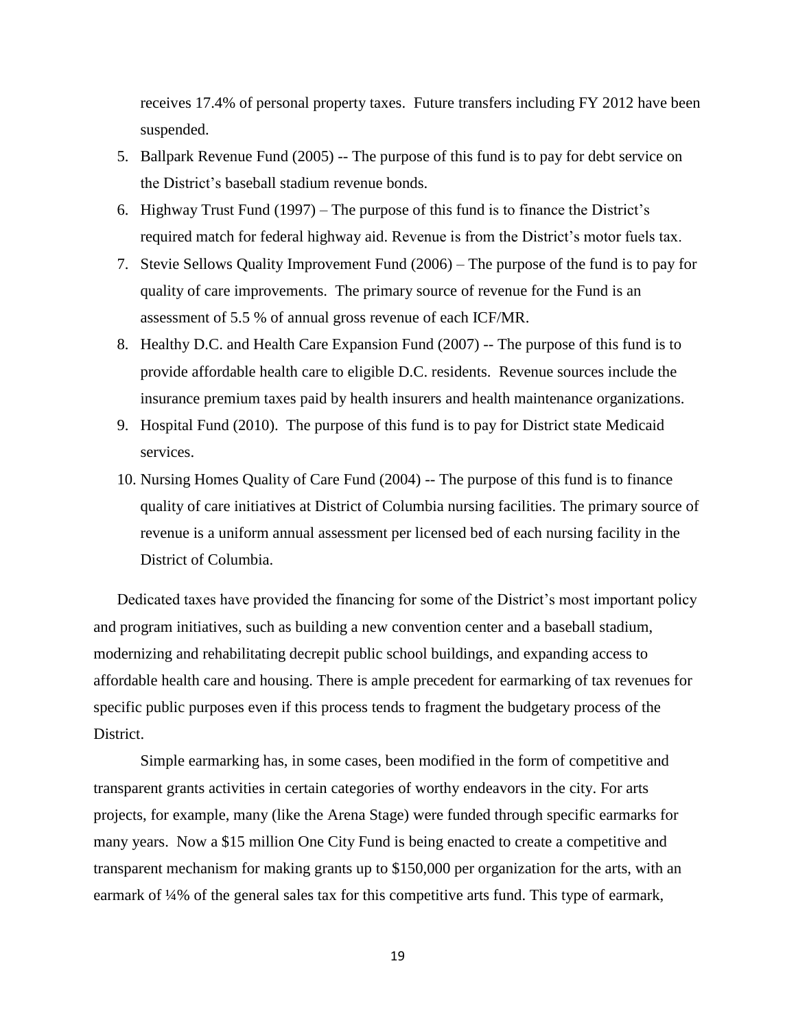receives 17.4% of personal property taxes. Future transfers including FY 2012 have been suspended.

5. Ballpark Revenue Fund (2005) -- The purpose of this fund is to pay for debt service on the District's baseball stadium revenue bonds.
6. Highway Trust Fund (1997) – The purpose of this fund is to finance the District's required match for federal highway aid. Revenue is from the District's motor fuels tax.
7. Stevie Sellows Quality Improvement Fund (2006) – The purpose of the fund is to pay for quality of care improvements. The primary source of revenue for the Fund is an assessment of 5.5 % of annual gross revenue of each ICF/MR.
8. Healthy D.C. and Health Care Expansion Fund (2007) -- The purpose of this fund is to provide affordable health care to eligible D.C. residents. Revenue sources include the insurance premium taxes paid by health insurers and health maintenance organizations.
9. Hospital Fund (2010). The purpose of this fund is to pay for District state Medicaid services.
10. Nursing Homes Quality of Care Fund (2004) -- The purpose of this fund is to finance quality of care initiatives at District of Columbia nursing facilities. The primary source of revenue is a uniform annual assessment per licensed bed of each nursing facility in the District of Columbia.

Dedicated taxes have provided the financing for some of the District's most important policy and program initiatives, such as building a new convention center and a baseball stadium, modernizing and rehabilitating decrepit public school buildings, and expanding access to affordable health care and housing. There is ample precedent for earmarking of tax revenues for specific public purposes even if this process tends to fragment the budgetary process of the District.

Simple earmarking has, in some cases, been modified in the form of competitive and transparent grants activities in certain categories of worthy endeavors in the city. For arts projects, for example, many (like the Arena Stage) were funded through specific earmarks for many years. Now a $15 million One City Fund is being enacted to create a competitive and transparent mechanism for making grants up to $150,000 per organization for the arts, with an earmark of ¼% of the general sales tax for this competitive arts fund. This type of earmark,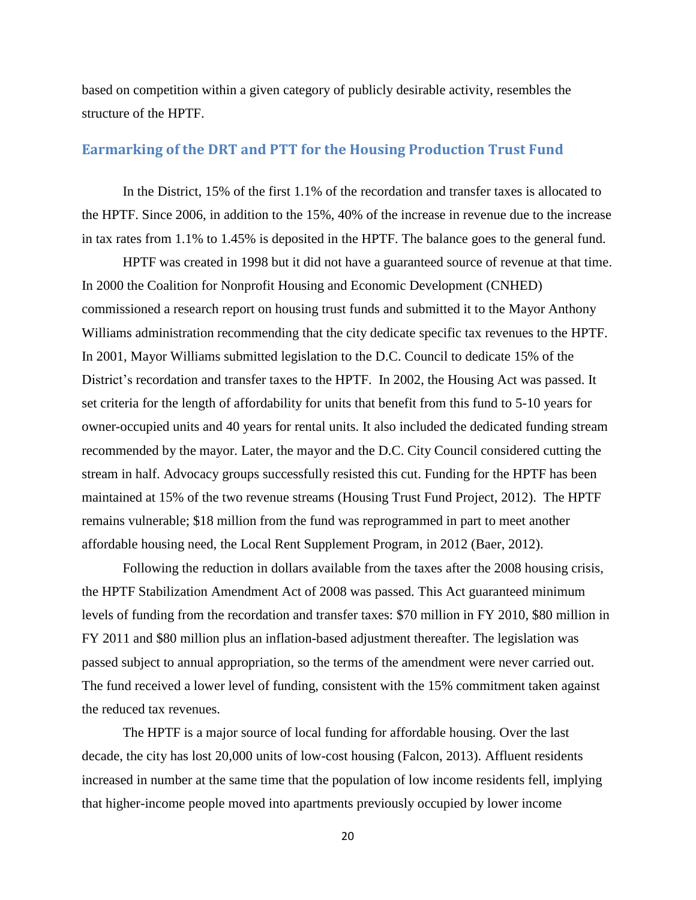based on competition within a given category of publicly desirable activity, resembles the structure of the HPTF.

## Earmarking of the DRT and PTT for the Housing Production Trust Fund

In the District, 15% of the first 1.1% of the recordation and transfer taxes is allocated to the HPTF. Since 2006, in addition to the 15%, 40% of the increase in revenue due to the increase in tax rates from 1.1% to 1.45% is deposited in the HPTF. The balance goes to the general fund.

HPTF was created in 1998 but it did not have a guaranteed source of revenue at that time. In 2000 the Coalition for Nonprofit Housing and Economic Development (CNHED) commissioned a research report on housing trust funds and submitted it to the Mayor Anthony Williams administration recommending that the city dedicate specific tax revenues to the HPTF. In 2001, Mayor Williams submitted legislation to the D.C. Council to dedicate 15% of the District's recordation and transfer taxes to the HPTF. In 2002, the Housing Act was passed. It set criteria for the length of affordability for units that benefit from this fund to 5-10 years for owner-occupied units and 40 years for rental units. It also included the dedicated funding stream recommended by the mayor. Later, the mayor and the D.C. City Council considered cutting the stream in half. Advocacy groups successfully resisted this cut. Funding for the HPTF has been maintained at 15% of the two revenue streams (Housing Trust Fund Project, 2012). The HPTF remains vulnerable; $18 million from the fund was reprogrammed in part to meet another affordable housing need, the Local Rent Supplement Program, in 2012 (Baer, 2012).

Following the reduction in dollars available from the taxes after the 2008 housing crisis, the HPTF Stabilization Amendment Act of 2008 was passed. This Act guaranteed minimum levels of funding from the recordation and transfer taxes: $70 million in FY 2010, $80 million in FY 2011 and $80 million plus an inflation-based adjustment thereafter. The legislation was passed subject to annual appropriation, so the terms of the amendment were never carried out. The fund received a lower level of funding, consistent with the 15% commitment taken against the reduced tax revenues.

The HPTF is a major source of local funding for affordable housing. Over the last decade, the city has lost 20,000 units of low-cost housing (Falcon, 2013). Affluent residents increased in number at the same time that the population of low income residents fell, implying that higher-income people moved into apartments previously occupied by lower income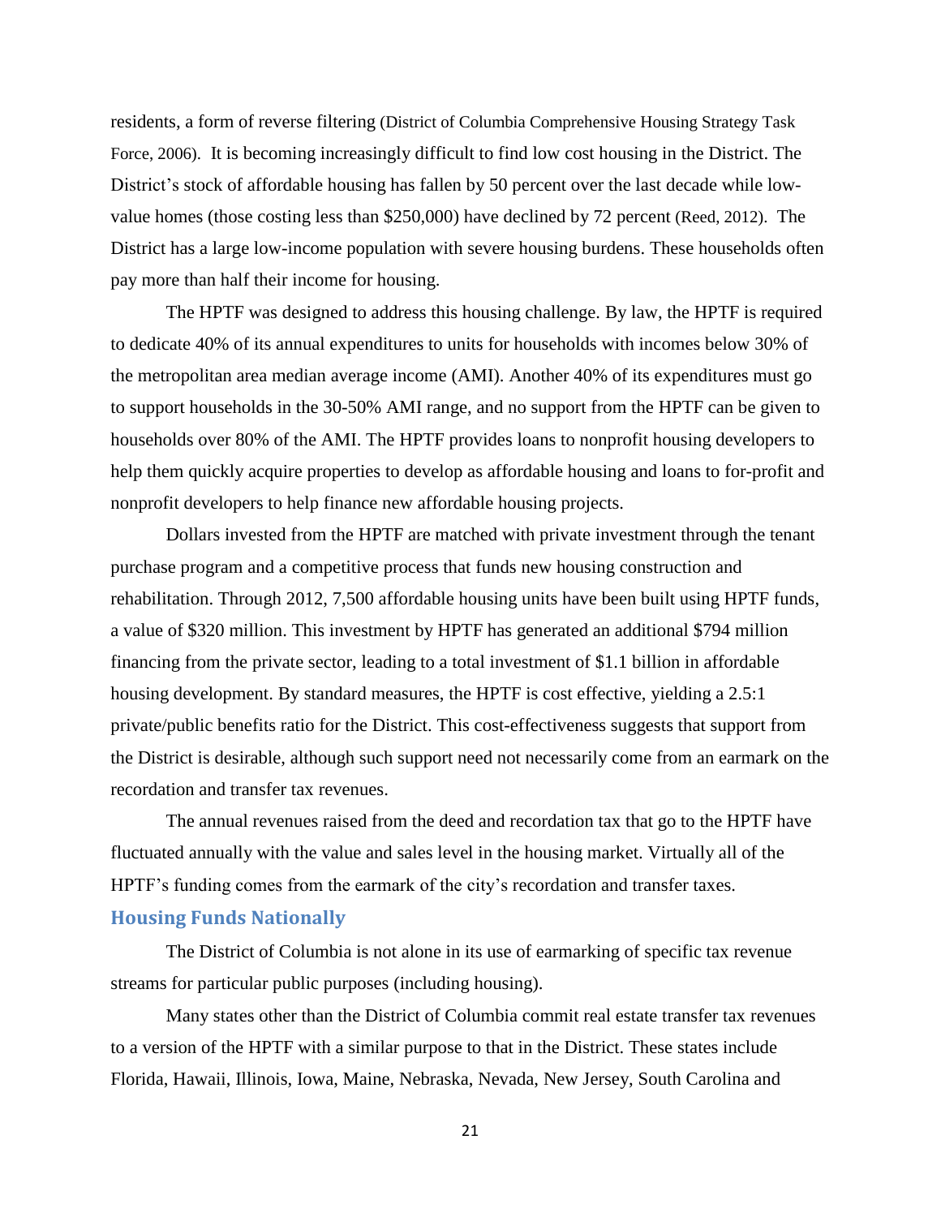residents, a form of reverse filtering (District of Columbia Comprehensive Housing Strategy Task Force, 2006). It is becoming increasingly difficult to find low cost housing in the District. The District's stock of affordable housing has fallen by 50 percent over the last decade while low-value homes (those costing less than $250,000) have declined by 72 percent (Reed, 2012). The District has a large low-income population with severe housing burdens. These households often pay more than half their income for housing.

The HPTF was designed to address this housing challenge. By law, the HPTF is required to dedicate 40% of its annual expenditures to units for households with incomes below 30% of the metropolitan area median average income (AMI). Another 40% of its expenditures must go to support households in the 30-50% AMI range, and no support from the HPTF can be given to households over 80% of the AMI. The HPTF provides loans to nonprofit housing developers to help them quickly acquire properties to develop as affordable housing and loans to for-profit and nonprofit developers to help finance new affordable housing projects.

Dollars invested from the HPTF are matched with private investment through the tenant purchase program and a competitive process that funds new housing construction and rehabilitation. Through 2012, 7,500 affordable housing units have been built using HPTF funds, a value of $320 million. This investment by HPTF has generated an additional $794 million financing from the private sector, leading to a total investment of $1.1 billion in affordable housing development. By standard measures, the HPTF is cost effective, yielding a 2.5:1 private/public benefits ratio for the District. This cost-effectiveness suggests that support from the District is desirable, although such support need not necessarily come from an earmark on the recordation and transfer tax revenues.

The annual revenues raised from the deed and recordation tax that go to the HPTF have fluctuated annually with the value and sales level in the housing market. Virtually all of the HPTF's funding comes from the earmark of the city's recordation and transfer taxes.

## Housing Funds Nationally

The District of Columbia is not alone in its use of earmarking of specific tax revenue streams for particular public purposes (including housing).

Many states other than the District of Columbia commit real estate transfer tax revenues to a version of the HPTF with a similar purpose to that in the District. These states include Florida, Hawaii, Illinois, Iowa, Maine, Nebraska, Nevada, New Jersey, South Carolina and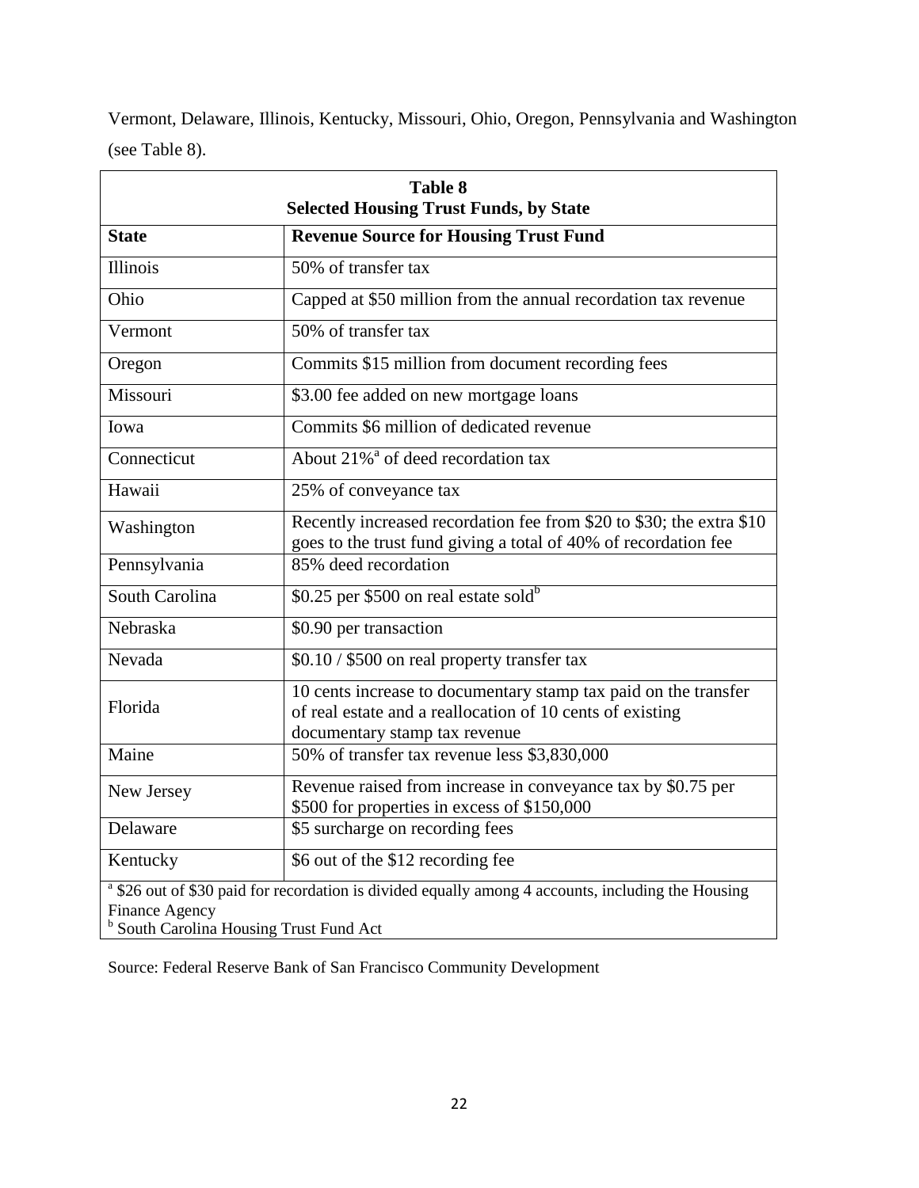Vermont, Delaware, Illinois, Kentucky, Missouri, Ohio, Oregon, Pennsylvania and Washington (see Table 8).

**Table 8**
**Selected Housing Trust Funds, by State**

| State | Revenue Source for Housing Trust Fund |
|---|---|
| Illinois | 50% of transfer tax |
| Ohio | Capped at $50 million from the annual recordation tax revenue |
| Vermont | 50% of transfer tax |
| Oregon | Commits $15 million from document recording fees |
| Missouri | $3.00 fee added on new mortgage loans |
| Iowa | Commits $6 million of dedicated revenue |
| Connecticut | About 21%[a] of deed recordation tax |
| Hawaii | 25% of conveyance tax |
| Washington | Recently increased recordation fee from $20 to $30; the extra $10 goes to the trust fund giving a total of 40% of recordation fee |
| Pennsylvania | 85% deed recordation |
| South Carolina | $0.25 per $500 on real estate sold[b] |
| Nebraska | $0.90 per transaction |
| Nevada | $0.10 / $500 on real property transfer tax |
| Florida | 10 cents increase to documentary stamp tax paid on the transfer of real estate and a reallocation of 10 cents of existing documentary stamp tax revenue |
| Maine | 50% of transfer tax revenue less $3,830,000 |
| New Jersey | Revenue raised from increase in conveyance tax by $0.75 per $500 for properties in excess of $150,000 |
| Delaware | $5 surcharge on recording fees |
| Kentucky | $6 out of the $12 recording fee |

[a] $26 out of $30 paid for recordation is divided equally among 4 accounts, including the Housing Finance Agency
[b] South Carolina Housing Trust Fund Act

Source: Federal Reserve Bank of San Francisco Community Development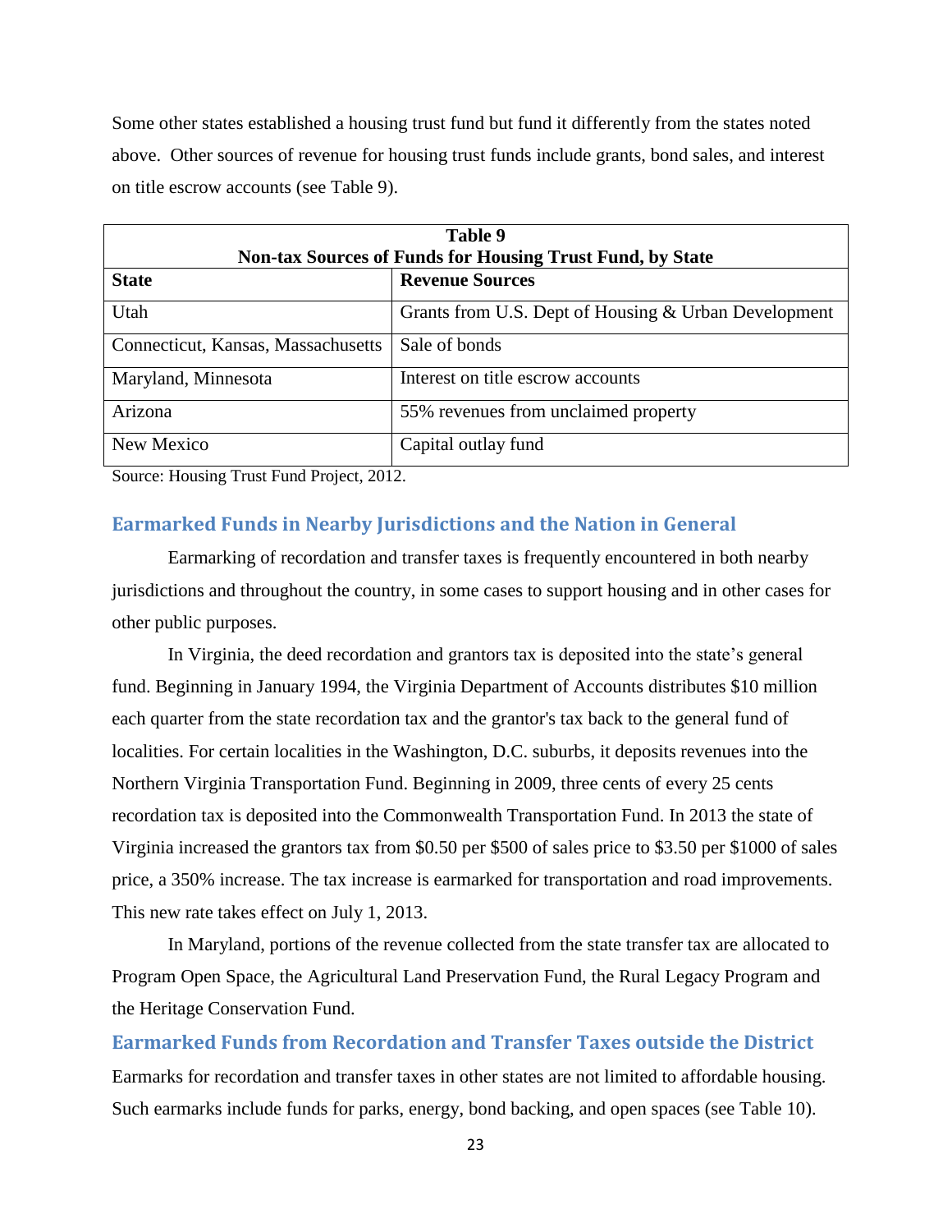Some other states established a housing trust fund but fund it differently from the states noted above. Other sources of revenue for housing trust funds include grants, bond sales, and interest on title escrow accounts (see Table 9).

**Table 9**
**Non-tax Sources of Funds for Housing Trust Fund, by State**

| State | Revenue Sources |
|---|---|
| Utah | Grants from U.S. Dept of Housing & Urban Development |
| Connecticut, Kansas, Massachusetts | Sale of bonds |
| Maryland, Minnesota | Interest on title escrow accounts |
| Arizona | 55% revenues from unclaimed property |
| New Mexico | Capital outlay fund |

Source: Housing Trust Fund Project, 2012.

## Earmarked Funds in Nearby Jurisdictions and the Nation in General

Earmarking of recordation and transfer taxes is frequently encountered in both nearby jurisdictions and throughout the country, in some cases to support housing and in other cases for other public purposes.

In Virginia, the deed recordation and grantors tax is deposited into the state's general fund. Beginning in January 1994, the Virginia Department of Accounts distributes $10 million each quarter from the state recordation tax and the grantor's tax back to the general fund of localities. For certain localities in the Washington, D.C. suburbs, it deposits revenues into the Northern Virginia Transportation Fund. Beginning in 2009, three cents of every 25 cents recordation tax is deposited into the Commonwealth Transportation Fund. In 2013 the state of Virginia increased the grantors tax from $0.50 per $500 of sales price to $3.50 per $1000 of sales price, a 350% increase. The tax increase is earmarked for transportation and road improvements. This new rate takes effect on July 1, 2013.

In Maryland, portions of the revenue collected from the state transfer tax are allocated to Program Open Space, the Agricultural Land Preservation Fund, the Rural Legacy Program and the Heritage Conservation Fund.

## Earmarked Funds from Recordation and Transfer Taxes outside the District

Earmarks for recordation and transfer taxes in other states are not limited to affordable housing. Such earmarks include funds for parks, energy, bond backing, and open spaces (see Table 10).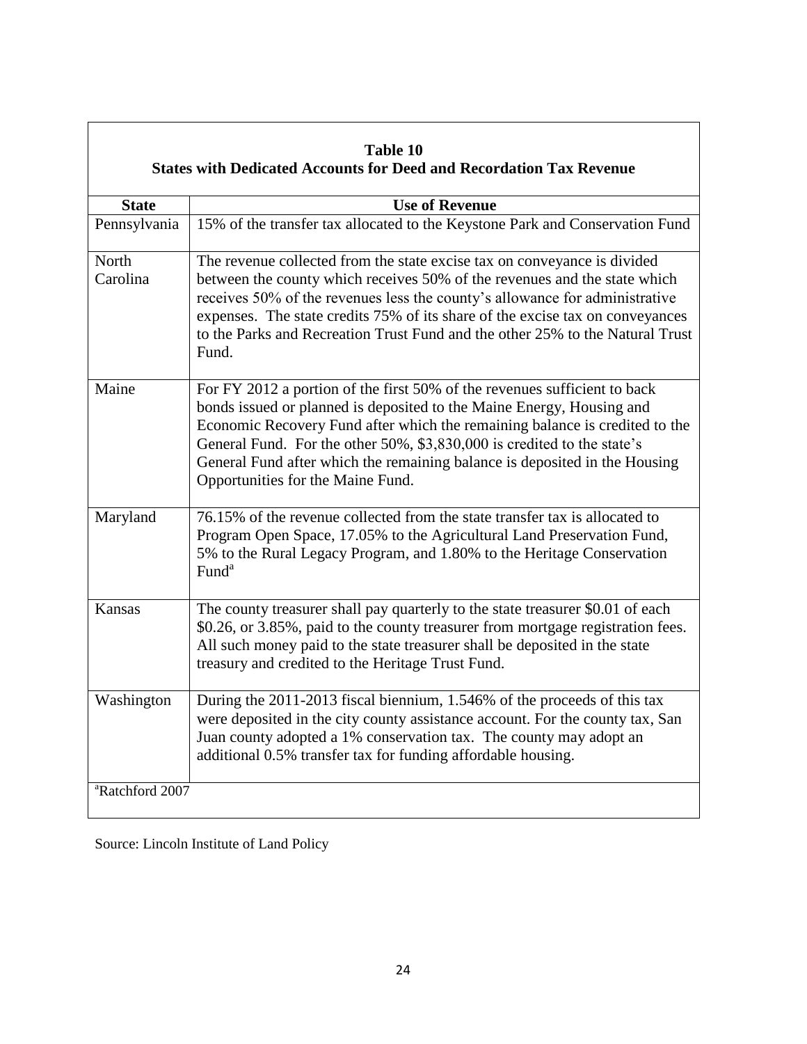**Table 10**
**States with Dedicated Accounts for Deed and Recordation Tax Revenue**

| State | Use of Revenue |
|---|---|
| Pennsylvania | 15% of the transfer tax allocated to the Keystone Park and Conservation Fund |
| North Carolina | The revenue collected from the state excise tax on conveyance is divided between the county which receives 50% of the revenues and the state which receives 50% of the revenues less the county's allowance for administrative expenses. The state credits 75% of its share of the excise tax on conveyances to the Parks and Recreation Trust Fund and the other 25% to the Natural Trust Fund. |
| Maine | For FY 2012 a portion of the first 50% of the revenues sufficient to back bonds issued or planned is deposited to the Maine Energy, Housing and Economic Recovery Fund after which the remaining balance is credited to the General Fund. For the other 50%, $3,830,000 is credited to the state's General Fund after which the remaining balance is deposited in the Housing Opportunities for the Maine Fund. |
| Maryland | 76.15% of the revenue collected from the state transfer tax is allocated to Program Open Space, 17.05% to the Agricultural Land Preservation Fund, 5% to the Rural Legacy Program, and 1.80% to the Heritage Conservation Fund[a] |
| Kansas | The county treasurer shall pay quarterly to the state treasurer $0.01 of each $0.26, or 3.85%, paid to the county treasurer from mortgage registration fees. All such money paid to the state treasurer shall be deposited in the state treasury and credited to the Heritage Trust Fund. |
| Washington | During the 2011-2013 fiscal biennium, 1.546% of the proceeds of this tax were deposited in the city county assistance account. For the county tax, San Juan county adopted a 1% conservation tax. The county may adopt an additional 0.5% transfer tax for funding affordable housing. |

[a]Ratchford 2007

Source: Lincoln Institute of Land Policy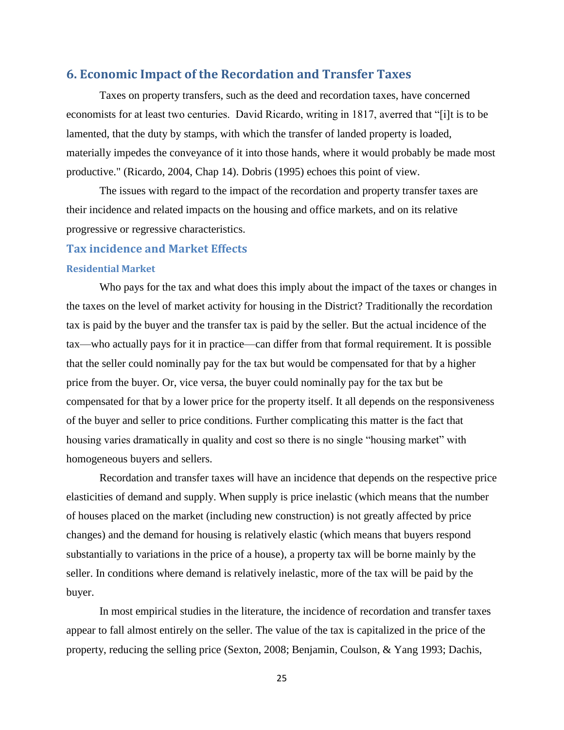## 6. Economic Impact of the Recordation and Transfer Taxes

Taxes on property transfers, such as the deed and recordation taxes, have concerned economists for at least two centuries. David Ricardo, writing in 1817, averred that "[i]t is to be lamented, that the duty by stamps, with which the transfer of landed property is loaded, materially impedes the conveyance of it into those hands, where it would probably be made most productive." (Ricardo, 2004, Chap 14). Dobris (1995) echoes this point of view.

The issues with regard to the impact of the recordation and property transfer taxes are their incidence and related impacts on the housing and office markets, and on its relative progressive or regressive characteristics.

### Tax incidence and Market Effects

#### Residential Market

Who pays for the tax and what does this imply about the impact of the taxes or changes in the taxes on the level of market activity for housing in the District? Traditionally the recordation tax is paid by the buyer and the transfer tax is paid by the seller. But the actual incidence of the tax—who actually pays for it in practice—can differ from that formal requirement. It is possible that the seller could nominally pay for the tax but would be compensated for that by a higher price from the buyer. Or, vice versa, the buyer could nominally pay for the tax but be compensated for that by a lower price for the property itself. It all depends on the responsiveness of the buyer and seller to price conditions. Further complicating this matter is the fact that housing varies dramatically in quality and cost so there is no single "housing market" with homogeneous buyers and sellers.

Recordation and transfer taxes will have an incidence that depends on the respective price elasticities of demand and supply. When supply is price inelastic (which means that the number of houses placed on the market (including new construction) is not greatly affected by price changes) and the demand for housing is relatively elastic (which means that buyers respond substantially to variations in the price of a house), a property tax will be borne mainly by the seller. In conditions where demand is relatively inelastic, more of the tax will be paid by the buyer.

In most empirical studies in the literature, the incidence of recordation and transfer taxes appear to fall almost entirely on the seller. The value of the tax is capitalized in the price of the property, reducing the selling price (Sexton, 2008; Benjamin, Coulson, & Yang 1993; Dachis,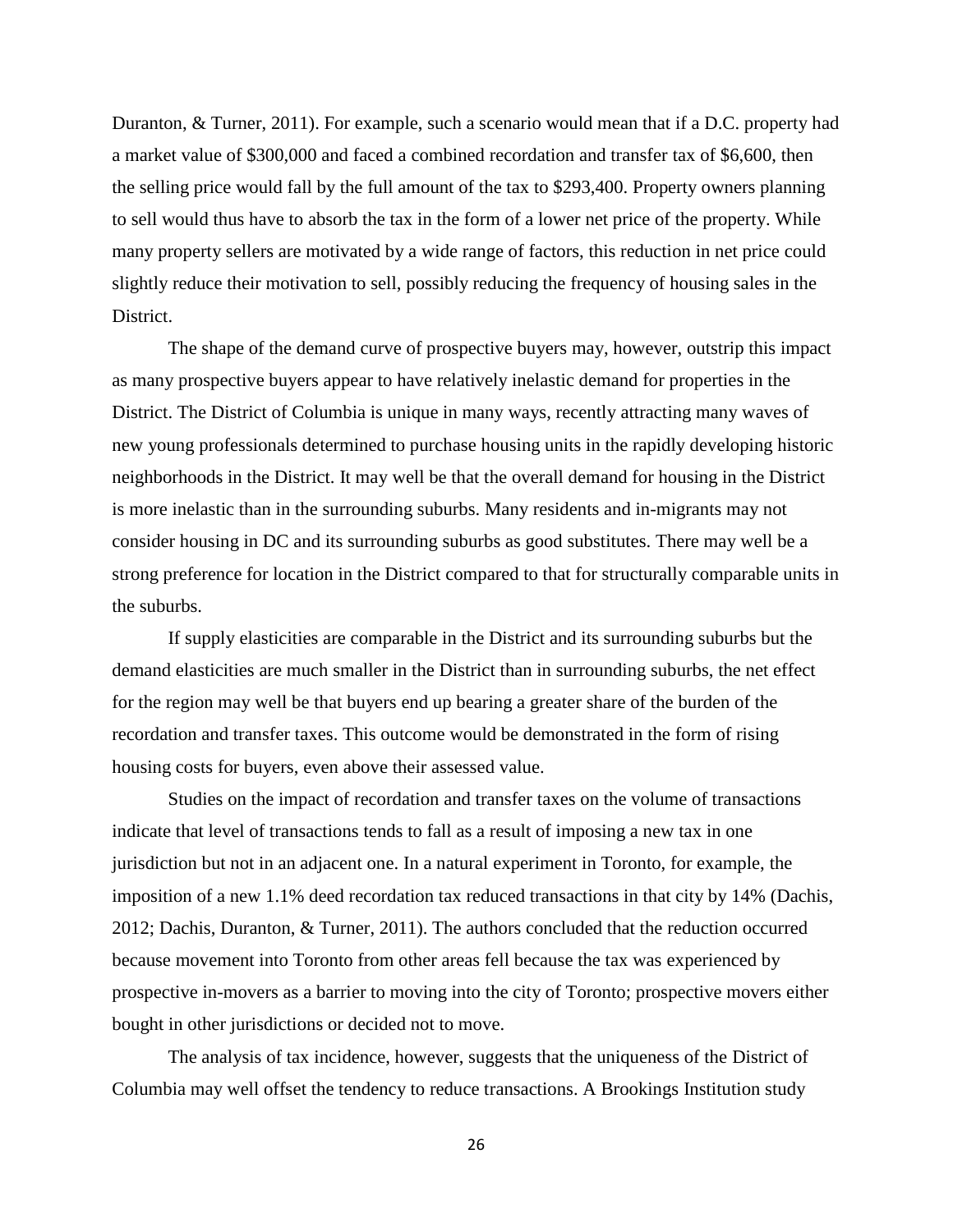Duranton, & Turner, 2011). For example, such a scenario would mean that if a D.C. property had a market value of $300,000 and faced a combined recordation and transfer tax of $6,600, then the selling price would fall by the full amount of the tax to $293,400. Property owners planning to sell would thus have to absorb the tax in the form of a lower net price of the property. While many property sellers are motivated by a wide range of factors, this reduction in net price could slightly reduce their motivation to sell, possibly reducing the frequency of housing sales in the District.

The shape of the demand curve of prospective buyers may, however, outstrip this impact as many prospective buyers appear to have relatively inelastic demand for properties in the District. The District of Columbia is unique in many ways, recently attracting many waves of new young professionals determined to purchase housing units in the rapidly developing historic neighborhoods in the District. It may well be that the overall demand for housing in the District is more inelastic than in the surrounding suburbs. Many residents and in-migrants may not consider housing in DC and its surrounding suburbs as good substitutes. There may well be a strong preference for location in the District compared to that for structurally comparable units in the suburbs.

If supply elasticities are comparable in the District and its surrounding suburbs but the demand elasticities are much smaller in the District than in surrounding suburbs, the net effect for the region may well be that buyers end up bearing a greater share of the burden of the recordation and transfer taxes. This outcome would be demonstrated in the form of rising housing costs for buyers, even above their assessed value.

Studies on the impact of recordation and transfer taxes on the volume of transactions indicate that level of transactions tends to fall as a result of imposing a new tax in one jurisdiction but not in an adjacent one. In a natural experiment in Toronto, for example, the imposition of a new 1.1% deed recordation tax reduced transactions in that city by 14% (Dachis, 2012; Dachis, Duranton, & Turner, 2011). The authors concluded that the reduction occurred because movement into Toronto from other areas fell because the tax was experienced by prospective in-movers as a barrier to moving into the city of Toronto; prospective movers either bought in other jurisdictions or decided not to move.

The analysis of tax incidence, however, suggests that the uniqueness of the District of Columbia may well offset the tendency to reduce transactions. A Brookings Institution study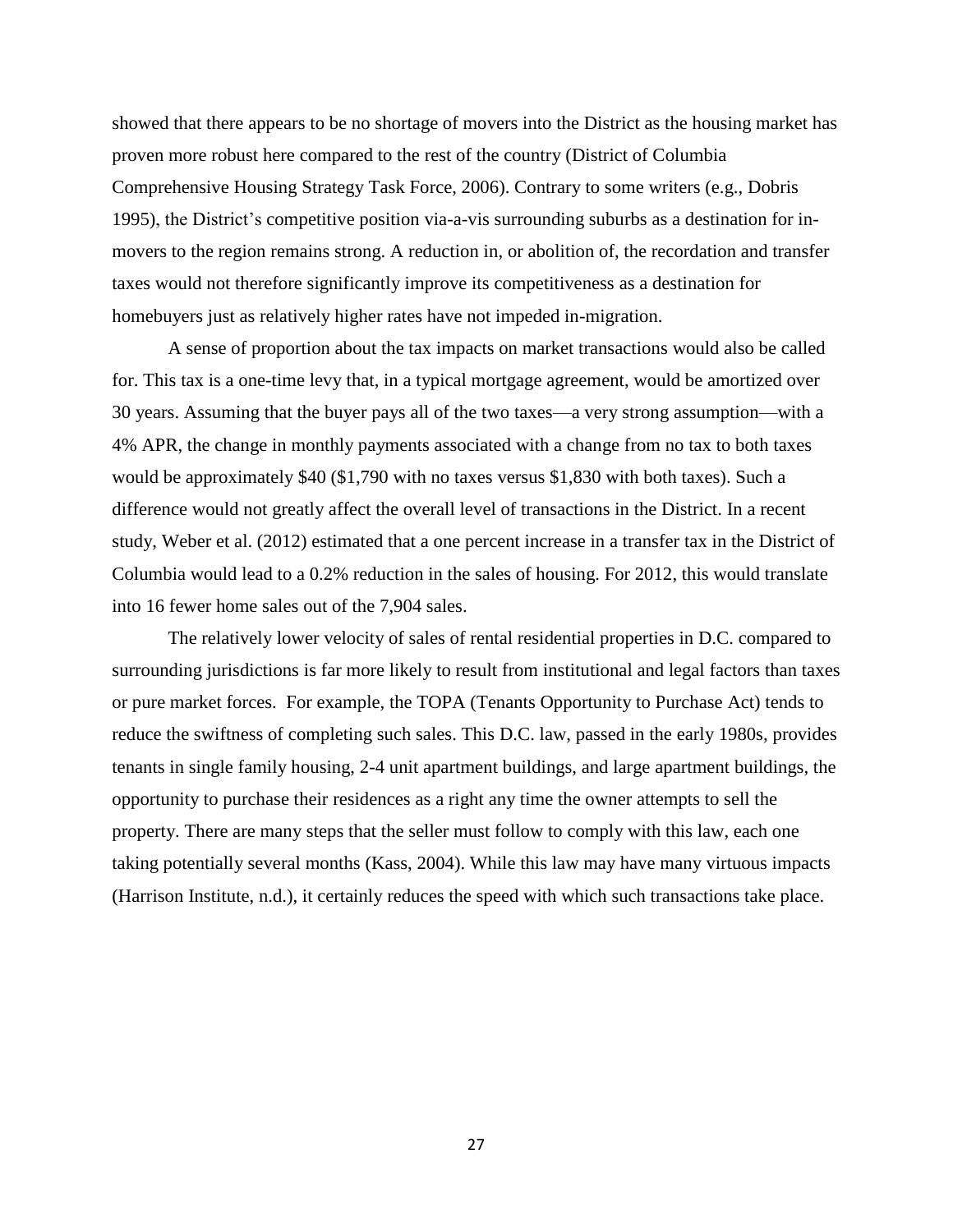showed that there appears to be no shortage of movers into the District as the housing market has proven more robust here compared to the rest of the country (District of Columbia Comprehensive Housing Strategy Task Force, 2006). Contrary to some writers (e.g., Dobris 1995), the District's competitive position via-a-vis surrounding suburbs as a destination for in-movers to the region remains strong. A reduction in, or abolition of, the recordation and transfer taxes would not therefore significantly improve its competitiveness as a destination for homebuyers just as relatively higher rates have not impeded in-migration.

A sense of proportion about the tax impacts on market transactions would also be called for. This tax is a one-time levy that, in a typical mortgage agreement, would be amortized over 30 years. Assuming that the buyer pays all of the two taxes—a very strong assumption—with a 4% APR, the change in monthly payments associated with a change from no tax to both taxes would be approximately $40 ($1,790 with no taxes versus $1,830 with both taxes). Such a difference would not greatly affect the overall level of transactions in the District. In a recent study, Weber et al. (2012) estimated that a one percent increase in a transfer tax in the District of Columbia would lead to a 0.2% reduction in the sales of housing. For 2012, this would translate into 16 fewer home sales out of the 7,904 sales.

The relatively lower velocity of sales of rental residential properties in D.C. compared to surrounding jurisdictions is far more likely to result from institutional and legal factors than taxes or pure market forces. For example, the TOPA (Tenants Opportunity to Purchase Act) tends to reduce the swiftness of completing such sales. This D.C. law, passed in the early 1980s, provides tenants in single family housing, 2-4 unit apartment buildings, and large apartment buildings, the opportunity to purchase their residences as a right any time the owner attempts to sell the property. There are many steps that the seller must follow to comply with this law, each one taking potentially several months (Kass, 2004). While this law may have many virtuous impacts (Harrison Institute, n.d.), it certainly reduces the speed with which such transactions take place.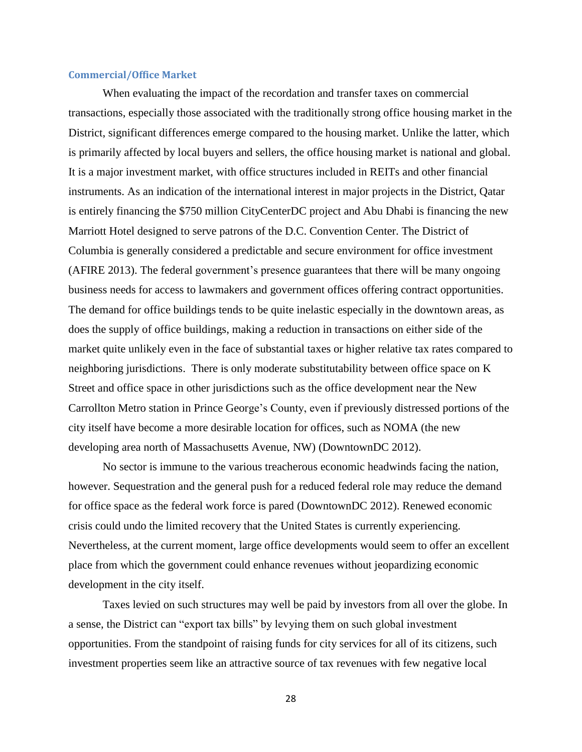### Commercial/Office Market

When evaluating the impact of the recordation and transfer taxes on commercial transactions, especially those associated with the traditionally strong office housing market in the District, significant differences emerge compared to the housing market. Unlike the latter, which is primarily affected by local buyers and sellers, the office housing market is national and global. It is a major investment market, with office structures included in REITs and other financial instruments. As an indication of the international interest in major projects in the District, Qatar is entirely financing the $750 million CityCenterDC project and Abu Dhabi is financing the new Marriott Hotel designed to serve patrons of the D.C. Convention Center. The District of Columbia is generally considered a predictable and secure environment for office investment (AFIRE 2013). The federal government's presence guarantees that there will be many ongoing business needs for access to lawmakers and government offices offering contract opportunities. The demand for office buildings tends to be quite inelastic especially in the downtown areas, as does the supply of office buildings, making a reduction in transactions on either side of the market quite unlikely even in the face of substantial taxes or higher relative tax rates compared to neighboring jurisdictions. There is only moderate substitutability between office space on K Street and office space in other jurisdictions such as the office development near the New Carrollton Metro station in Prince George's County, even if previously distressed portions of the city itself have become a more desirable location for offices, such as NOMA (the new developing area north of Massachusetts Avenue, NW) (DowntownDC 2012).

No sector is immune to the various treacherous economic headwinds facing the nation, however. Sequestration and the general push for a reduced federal role may reduce the demand for office space as the federal work force is pared (DowntownDC 2012). Renewed economic crisis could undo the limited recovery that the United States is currently experiencing. Nevertheless, at the current moment, large office developments would seem to offer an excellent place from which the government could enhance revenues without jeopardizing economic development in the city itself.

Taxes levied on such structures may well be paid by investors from all over the globe. In a sense, the District can "export tax bills" by levying them on such global investment opportunities. From the standpoint of raising funds for city services for all of its citizens, such investment properties seem like an attractive source of tax revenues with few negative local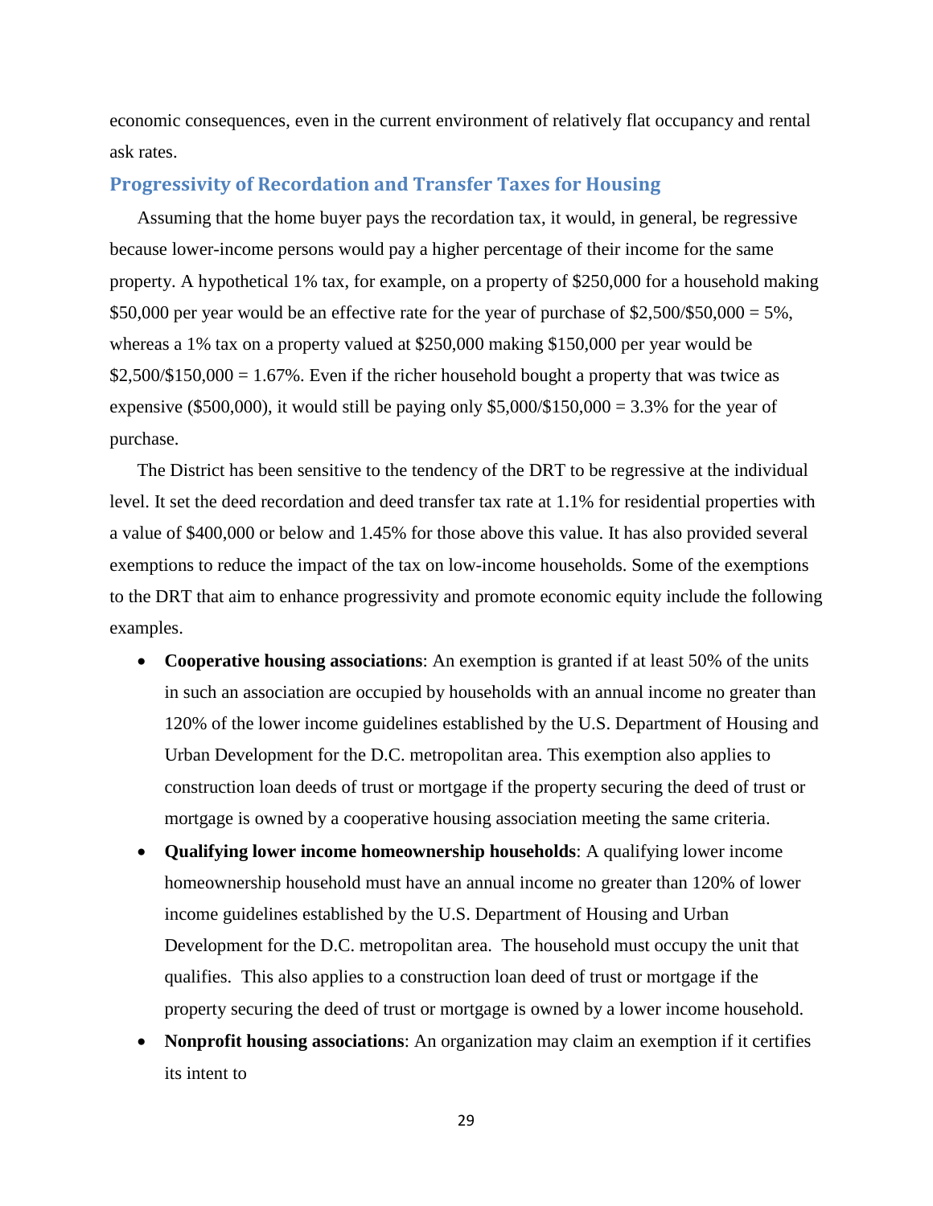economic consequences, even in the current environment of relatively flat occupancy and rental ask rates.

## Progressivity of Recordation and Transfer Taxes for Housing

Assuming that the home buyer pays the recordation tax, it would, in general, be regressive because lower-income persons would pay a higher percentage of their income for the same property. A hypothetical 1% tax, for example, on a property of $250,000 for a household making $50,000 per year would be an effective rate for the year of purchase of $2,500/$50,000 = 5%, whereas a 1% tax on a property valued at $250,000 making $150,000 per year would be $2,500/$150,000 = 1.67%. Even if the richer household bought a property that was twice as expensive ($500,000), it would still be paying only $5,000/$150,000 = 3.3% for the year of purchase.

The District has been sensitive to the tendency of the DRT to be regressive at the individual level. It set the deed recordation and deed transfer tax rate at 1.1% for residential properties with a value of $400,000 or below and 1.45% for those above this value. It has also provided several exemptions to reduce the impact of the tax on low-income households. Some of the exemptions to the DRT that aim to enhance progressivity and promote economic equity include the following examples.

- **Cooperative housing associations**: An exemption is granted if at least 50% of the units in such an association are occupied by households with an annual income no greater than 120% of the lower income guidelines established by the U.S. Department of Housing and Urban Development for the D.C. metropolitan area. This exemption also applies to construction loan deeds of trust or mortgage if the property securing the deed of trust or mortgage is owned by a cooperative housing association meeting the same criteria.
- **Qualifying lower income homeownership households**: A qualifying lower income homeownership household must have an annual income no greater than 120% of lower income guidelines established by the U.S. Department of Housing and Urban Development for the D.C. metropolitan area. The household must occupy the unit that qualifies. This also applies to a construction loan deed of trust or mortgage if the property securing the deed of trust or mortgage is owned by a lower income household.
- **Nonprofit housing associations**: An organization may claim an exemption if it certifies its intent to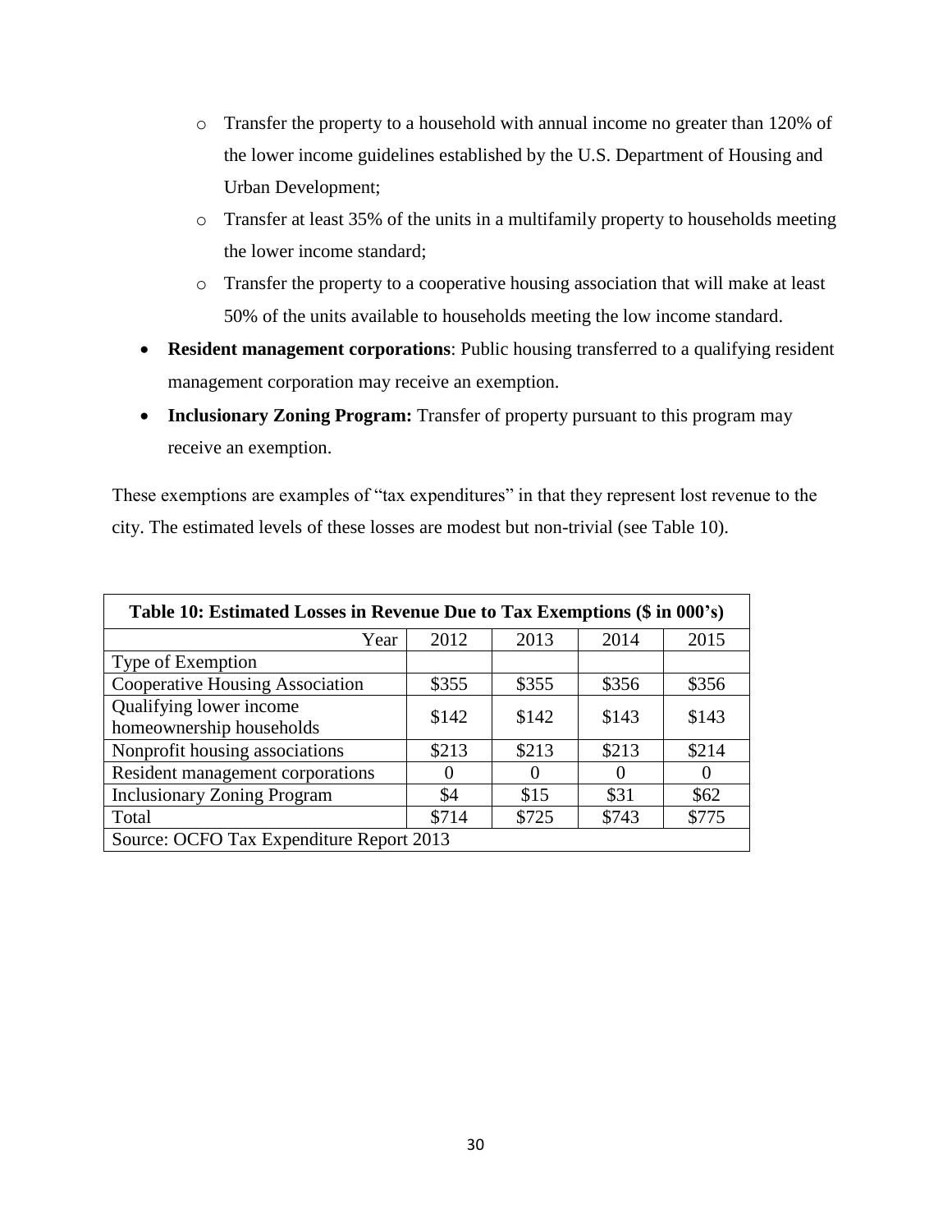- Transfer the property to a household with annual income no greater than 120% of the lower income guidelines established by the U.S. Department of Housing and Urban Development;
  - Transfer at least 35% of the units in a multifamily property to households meeting the lower income standard;
  - Transfer the property to a cooperative housing association that will make at least 50% of the units available to households meeting the low income standard.
- **Resident management corporations**: Public housing transferred to a qualifying resident management corporation may receive an exemption.
- **Inclusionary Zoning Program:** Transfer of property pursuant to this program may receive an exemption.

These exemptions are examples of "tax expenditures" in that they represent lost revenue to the city. The estimated levels of these losses are modest but non-trivial (see Table 10).

**Table 10: Estimated Losses in Revenue Due to Tax Exemptions ($ in 000's)**

| Year | 2012 | 2013 | 2014 | 2015 |
|---|---|---|---|---|
| Type of Exemption | | | | |
| Cooperative Housing Association | $355 | $355 | $356 | $356 |
| Qualifying lower income homeownership households | $142 | $142 | $143 | $143 |
| Nonprofit housing associations | $213 | $213 | $213 | $214 |
| Resident management corporations | 0 | 0 | 0 | 0 |
| Inclusionary Zoning Program | $4 | $15 | $31 | $62 |
| Total | $714 | $725 | $743 | $775 |

Source: OCFO Tax Expenditure Report 2013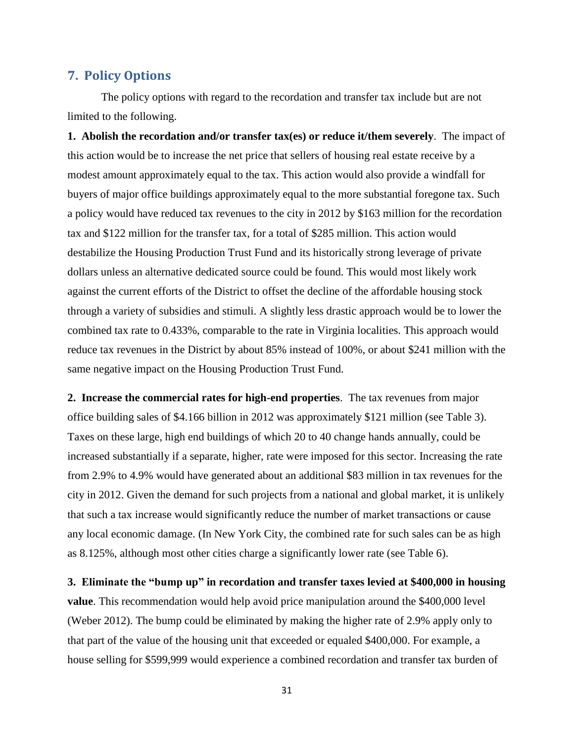## 7. Policy Options

The policy options with regard to the recordation and transfer tax include but are not limited to the following.

**1. Abolish the recordation and/or transfer tax(es) or reduce it/them severely**. The impact of this action would be to increase the net price that sellers of housing real estate receive by a modest amount approximately equal to the tax. This action would also provide a windfall for buyers of major office buildings approximately equal to the more substantial foregone tax. Such a policy would have reduced tax revenues to the city in 2012 by $163 million for the recordation tax and $122 million for the transfer tax, for a total of $285 million. This action would destabilize the Housing Production Trust Fund and its historically strong leverage of private dollars unless an alternative dedicated source could be found. This would most likely work against the current efforts of the District to offset the decline of the affordable housing stock through a variety of subsidies and stimuli. A slightly less drastic approach would be to lower the combined tax rate to 0.433%, comparable to the rate in Virginia localities. This approach would reduce tax revenues in the District by about 85% instead of 100%, or about $241 million with the same negative impact on the Housing Production Trust Fund.

**2. Increase the commercial rates for high-end properties**. The tax revenues from major office building sales of $4.166 billion in 2012 was approximately $121 million (see Table 3). Taxes on these large, high end buildings of which 20 to 40 change hands annually, could be increased substantially if a separate, higher, rate were imposed for this sector. Increasing the rate from 2.9% to 4.9% would have generated about an additional $83 million in tax revenues for the city in 2012. Given the demand for such projects from a national and global market, it is unlikely that such a tax increase would significantly reduce the number of market transactions or cause any local economic damage. (In New York City, the combined rate for such sales can be as high as 8.125%, although most other cities charge a significantly lower rate (see Table 6).

**3. Eliminate the "bump up" in recordation and transfer taxes levied at $400,000 in housing value**. This recommendation would help avoid price manipulation around the $400,000 level (Weber 2012). The bump could be eliminated by making the higher rate of 2.9% apply only to that part of the value of the housing unit that exceeded or equaled $400,000. For example, a house selling for $599,999 would experience a combined recordation and transfer tax burden of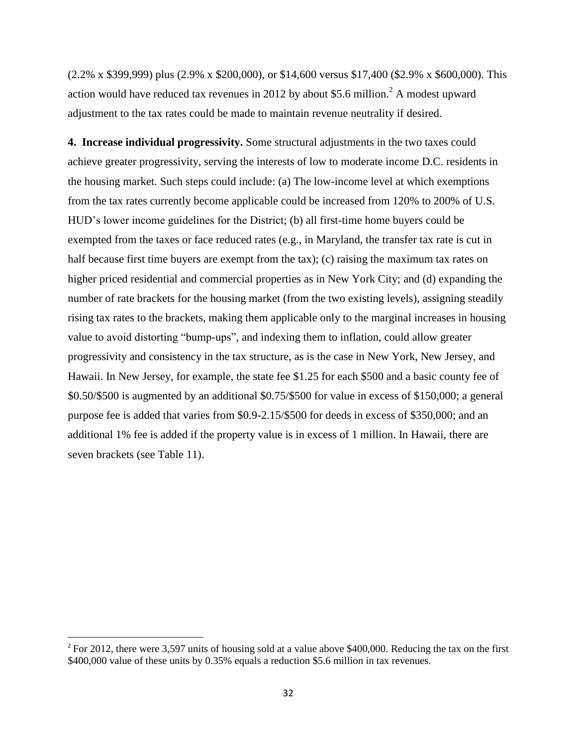(2.2% x \$399,999) plus (2.9% x \$200,000), or \$14,600 versus \$17,400 (\$2.9% x \$600,000). This action would have reduced tax revenues in 2012 by about \$5.6 million.[2] A modest upward adjustment to the tax rates could be made to maintain revenue neutrality if desired.

**4. Increase individual progressivity.** Some structural adjustments in the two taxes could achieve greater progressivity, serving the interests of low to moderate income D.C. residents in the housing market. Such steps could include: (a) The low-income level at which exemptions from the tax rates currently become applicable could be increased from 120% to 200% of U.S. HUD's lower income guidelines for the District; (b) all first-time home buyers could be exempted from the taxes or face reduced rates (e.g., in Maryland, the transfer tax rate is cut in half because first time buyers are exempt from the tax); (c) raising the maximum tax rates on higher priced residential and commercial properties as in New York City; and (d) expanding the number of rate brackets for the housing market (from the two existing levels), assigning steadily rising tax rates to the brackets, making them applicable only to the marginal increases in housing value to avoid distorting "bump-ups", and indexing them to inflation, could allow greater progressivity and consistency in the tax structure, as is the case in New York, New Jersey, and Hawaii. In New Jersey, for example, the state fee \$1.25 for each \$500 and a basic county fee of \$0.50/\$500 is augmented by an additional \$0.75/\$500 for value in excess of \$150,000; a general purpose fee is added that varies from \$0.9-2.15/\$500 for deeds in excess of \$350,000; and an additional 1% fee is added if the property value is in excess of 1 million. In Hawaii, there are seven brackets (see Table 11).

---

[2] For 2012, there were 3,597 units of housing sold at a value above \$400,000. Reducing the tax on the first \$400,000 value of these units by 0.35% equals a reduction \$5.6 million in tax revenues.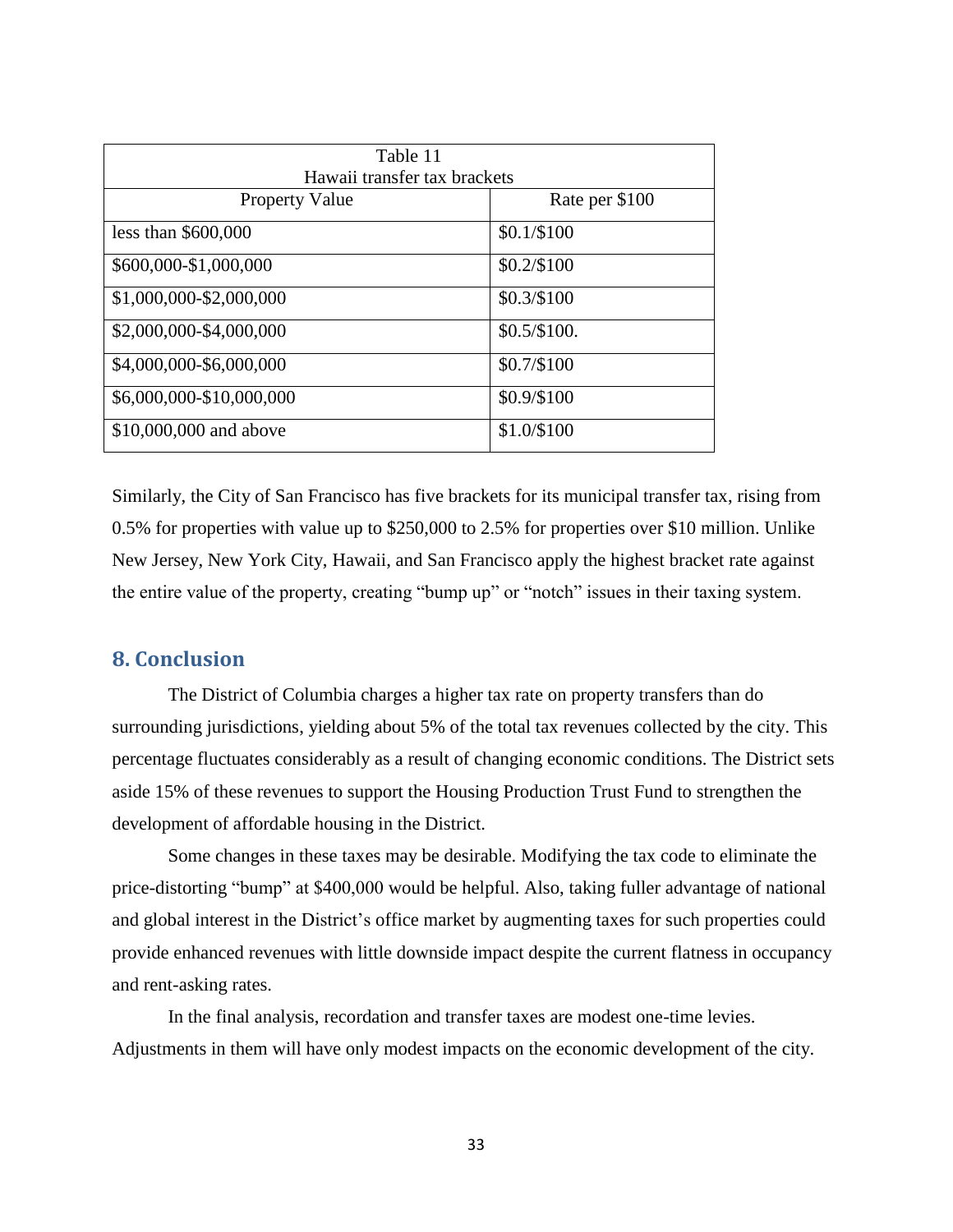| Table 11<br>Hawaii transfer tax brackets | |
|---|---|
| Property Value | Rate per $100 |
| less than $600,000 | $0.1/$100 |
| $600,000-$1,000,000 | $0.2/$100 |
| $1,000,000-$2,000,000 | $0.3/$100 |
| $2,000,000-$4,000,000 | $0.5/$100. |
| $4,000,000-$6,000,000 | $0.7/$100 |
| $6,000,000-$10,000,000 | $0.9/$100 |
| $10,000,000 and above | $1.0/$100 |

Similarly, the City of San Francisco has five brackets for its municipal transfer tax, rising from 0.5% for properties with value up to $250,000 to 2.5% for properties over $10 million. Unlike New Jersey, New York City, Hawaii, and San Francisco apply the highest bracket rate against the entire value of the property, creating "bump up" or "notch" issues in their taxing system.

## 8. Conclusion

The District of Columbia charges a higher tax rate on property transfers than do surrounding jurisdictions, yielding about 5% of the total tax revenues collected by the city. This percentage fluctuates considerably as a result of changing economic conditions. The District sets aside 15% of these revenues to support the Housing Production Trust Fund to strengthen the development of affordable housing in the District.

Some changes in these taxes may be desirable. Modifying the tax code to eliminate the price-distorting "bump" at $400,000 would be helpful. Also, taking fuller advantage of national and global interest in the District's office market by augmenting taxes for such properties could provide enhanced revenues with little downside impact despite the current flatness in occupancy and rent-asking rates.

In the final analysis, recordation and transfer taxes are modest one-time levies. Adjustments in them will have only modest impacts on the economic development of the city.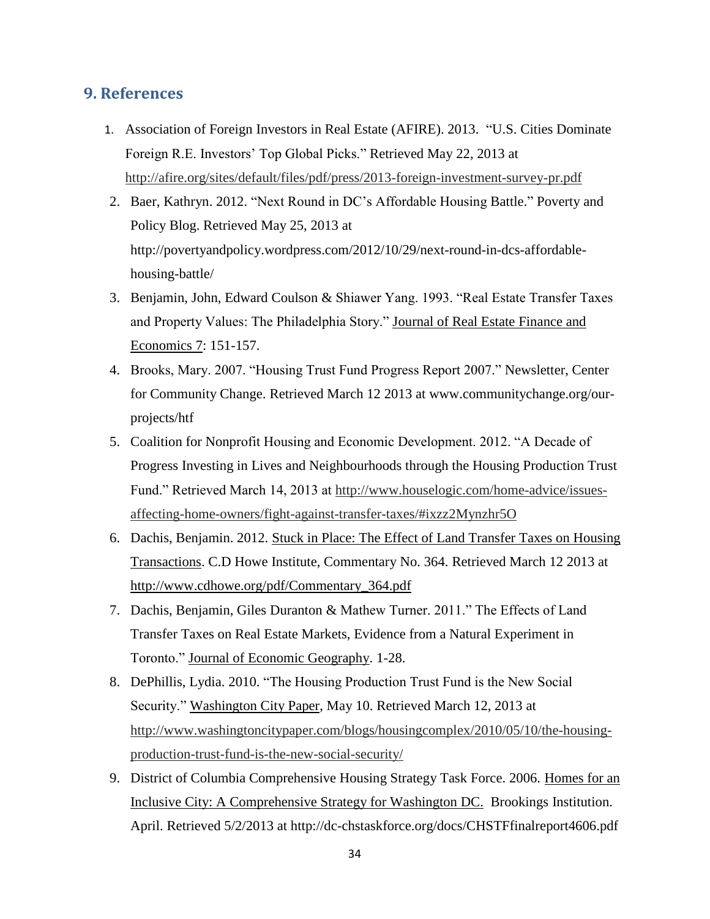## 9. References

1. Association of Foreign Investors in Real Estate (AFIRE). 2013. "U.S. Cities Dominate Foreign R.E. Investors' Top Global Picks." Retrieved May 22, 2013 at http://afire.org/sites/default/files/pdf/press/2013-foreign-investment-survey-pr.pdf
2. Baer, Kathryn. 2012. "Next Round in DC's Affordable Housing Battle." Poverty and Policy Blog. Retrieved May 25, 2013 at http://povertyandpolicy.wordpress.com/2012/10/29/next-round-in-dcs-affordable-housing-battle/
3. Benjamin, John, Edward Coulson & Shiawer Yang. 1993. "Real Estate Transfer Taxes and Property Values: The Philadelphia Story." Journal of Real Estate Finance and Economics 7: 151-157.
4. Brooks, Mary. 2007. "Housing Trust Fund Progress Report 2007." Newsletter, Center for Community Change. Retrieved March 12 2013 at www.communitychange.org/our-projects/htf
5. Coalition for Nonprofit Housing and Economic Development. 2012. "A Decade of Progress Investing in Lives and Neighbourhoods through the Housing Production Trust Fund." Retrieved March 14, 2013 at http://www.houselogic.com/home-advice/issues-affecting-home-owners/fight-against-transfer-taxes/#ixzz2Mynzhr5O
6. Dachis, Benjamin. 2012. Stuck in Place: The Effect of Land Transfer Taxes on Housing Transactions. C.D Howe Institute, Commentary No. 364. Retrieved March 12 2013 at http://www.cdhowe.org/pdf/Commentary_364.pdf
7. Dachis, Benjamin, Giles Duranton & Mathew Turner. 2011." The Effects of Land Transfer Taxes on Real Estate Markets, Evidence from a Natural Experiment in Toronto." Journal of Economic Geography. 1-28.
8. DePhillis, Lydia. 2010. "The Housing Production Trust Fund is the New Social Security." Washington City Paper, May 10. Retrieved March 12, 2013 at http://www.washingtoncitypaper.com/blogs/housingcomplex/2010/05/10/the-housing-production-trust-fund-is-the-new-social-security/
9. District of Columbia Comprehensive Housing Strategy Task Force. 2006. Homes for an Inclusive City: A Comprehensive Strategy for Washington DC. Brookings Institution. April. Retrieved 5/2/2013 at http://dc-chstaskforce.org/docs/CHSTFfinalreport4606.pdf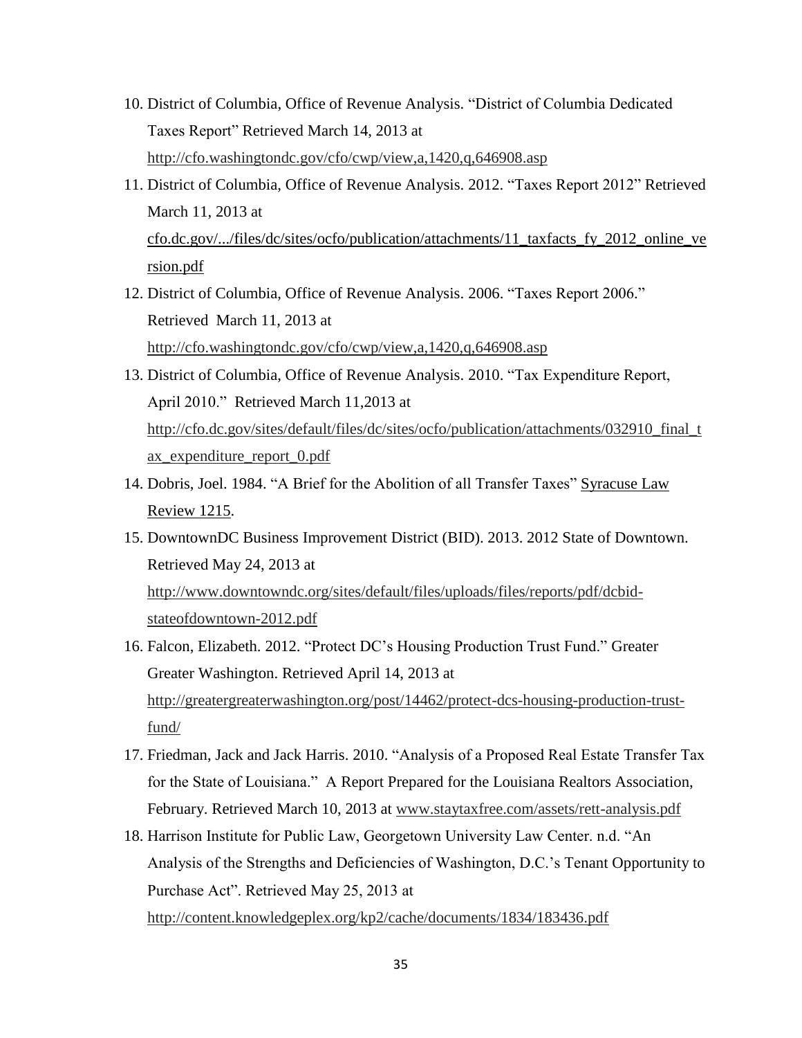10. District of Columbia, Office of Revenue Analysis. "District of Columbia Dedicated Taxes Report" Retrieved March 14, 2013 at http://cfo.washingtondc.gov/cfo/cwp/view,a,1420,q,646908.asp
11. District of Columbia, Office of Revenue Analysis. 2012. "Taxes Report 2012" Retrieved March 11, 2013 at cfo.dc.gov/.../files/dc/sites/ocfo/publication/attachments/11_taxfacts_fy_2012_online_version.pdf
12. District of Columbia, Office of Revenue Analysis. 2006. "Taxes Report 2006." Retrieved March 11, 2013 at http://cfo.washingtondc.gov/cfo/cwp/view,a,1420,q,646908.asp
13. District of Columbia, Office of Revenue Analysis. 2010. "Tax Expenditure Report, April 2010." Retrieved March 11,2013 at http://cfo.dc.gov/sites/default/files/dc/sites/ocfo/publication/attachments/032910_final_tax_expenditure_report_0.pdf
14. Dobris, Joel. 1984. "A Brief for the Abolition of all Transfer Taxes" Syracuse Law Review 1215.
15. DowntownDC Business Improvement District (BID). 2013. 2012 State of Downtown. Retrieved May 24, 2013 at http://www.downtowndc.org/sites/default/files/uploads/files/reports/pdf/dcbid-stateofdowntown-2012.pdf
16. Falcon, Elizabeth. 2012. "Protect DC's Housing Production Trust Fund." Greater Greater Washington. Retrieved April 14, 2013 at http://greatergreaterwashington.org/post/14462/protect-dcs-housing-production-trust-fund/
17. Friedman, Jack and Jack Harris. 2010. "Analysis of a Proposed Real Estate Transfer Tax for the State of Louisiana." A Report Prepared for the Louisiana Realtors Association, February. Retrieved March 10, 2013 at www.staytaxfree.com/assets/rett-analysis.pdf
18. Harrison Institute for Public Law, Georgetown University Law Center. n.d. "An Analysis of the Strengths and Deficiencies of Washington, D.C.'s Tenant Opportunity to Purchase Act". Retrieved May 25, 2013 at http://content.knowledgeplex.org/kp2/cache/documents/1834/183436.pdf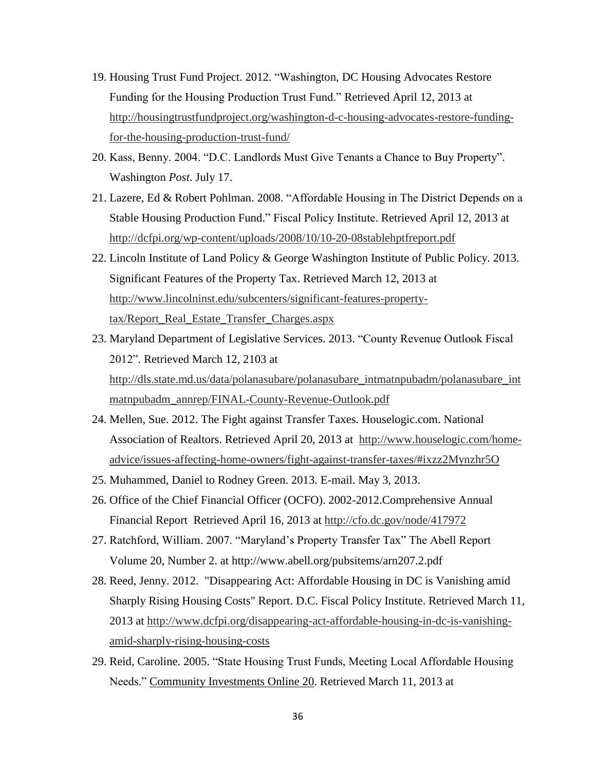19. Housing Trust Fund Project. 2012. "Washington, DC Housing Advocates Restore Funding for the Housing Production Trust Fund." Retrieved April 12, 2013 at http://housingtrustfundproject.org/washington-d-c-housing-advocates-restore-funding-for-the-housing-production-trust-fund/
20. Kass, Benny. 2004. "D.C. Landlords Must Give Tenants a Chance to Buy Property". Washington *Post*. July 17.
21. Lazere, Ed & Robert Pohlman. 2008. "Affordable Housing in The District Depends on a Stable Housing Production Fund." Fiscal Policy Institute. Retrieved April 12, 2013 at http://dcfpi.org/wp-content/uploads/2008/10/10-20-08stablehptfreport.pdf
22. Lincoln Institute of Land Policy & George Washington Institute of Public Policy. 2013. Significant Features of the Property Tax. Retrieved March 12, 2013 at http://www.lincolninst.edu/subcenters/significant-features-property-tax/Report_Real_Estate_Transfer_Charges.aspx
23. Maryland Department of Legislative Services. 2013. "County Revenue Outlook Fiscal 2012". Retrieved March 12, 2103 at http://dls.state.md.us/data/polanasubare/polanasubare_intmatnpubadm/polanasubare_intmatnpubadm_annrep/FINAL-County-Revenue-Outlook.pdf
24. Mellen, Sue. 2012. The Fight against Transfer Taxes. Houselogic.com. National Association of Realtors. Retrieved April 20, 2013 at http://www.houselogic.com/home-advice/issues-affecting-home-owners/fight-against-transfer-taxes/#ixzz2Mynzhr5O
25. Muhammed, Daniel to Rodney Green. 2013. E-mail. May 3, 2013.
26. Office of the Chief Financial Officer (OCFO). 2002-2012.Comprehensive Annual Financial Report Retrieved April 16, 2013 at http://cfo.dc.gov/node/417972
27. Ratchford, William. 2007. "Maryland's Property Transfer Tax" The Abell Report Volume 20, Number 2. at http://www.abell.org/pubsitems/arn207.2.pdf
28. Reed, Jenny. 2012. "Disappearing Act: Affordable Housing in DC is Vanishing amid Sharply Rising Housing Costs" Report. D.C. Fiscal Policy Institute. Retrieved March 11, 2013 at http://www.dcfpi.org/disappearing-act-affordable-housing-in-dc-is-vanishing-amid-sharply-rising-housing-costs
29. Reid, Caroline. 2005. "State Housing Trust Funds, Meeting Local Affordable Housing Needs." Community Investments Online 20. Retrieved March 11, 2013 at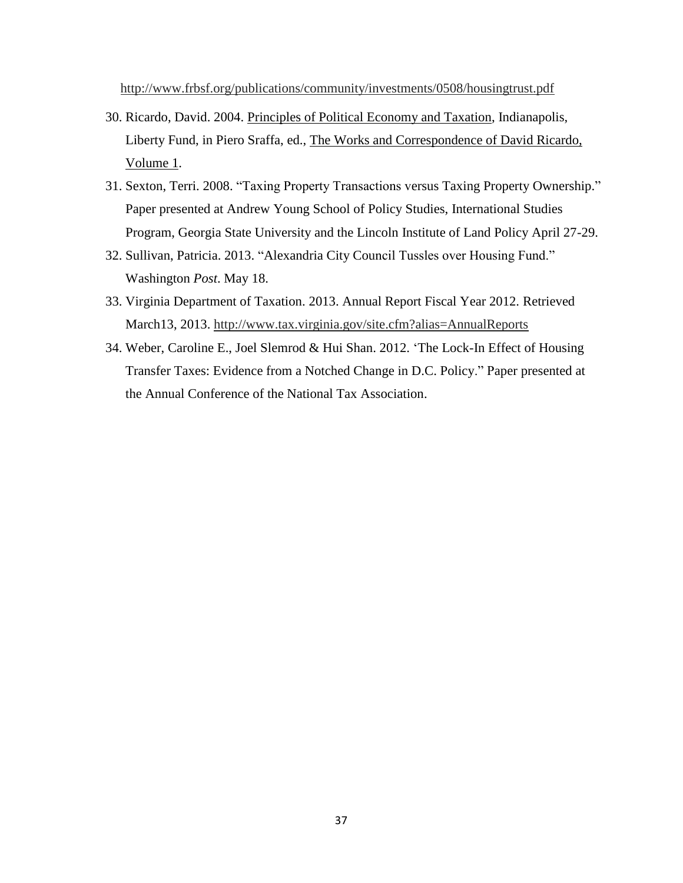http://www.frbsf.org/publications/community/investments/0508/housingtrust.pdf

30. Ricardo, David. 2004. Principles of Political Economy and Taxation, Indianapolis, Liberty Fund, in Piero Sraffa, ed., The Works and Correspondence of David Ricardo, Volume 1.
31. Sexton, Terri. 2008. "Taxing Property Transactions versus Taxing Property Ownership." Paper presented at Andrew Young School of Policy Studies, International Studies Program, Georgia State University and the Lincoln Institute of Land Policy April 27-29.
32. Sullivan, Patricia. 2013. "Alexandria City Council Tussles over Housing Fund." Washington *Post*. May 18.
33. Virginia Department of Taxation. 2013. Annual Report Fiscal Year 2012. Retrieved March13, 2013. http://www.tax.virginia.gov/site.cfm?alias=AnnualReports
34. Weber, Caroline E., Joel Slemrod & Hui Shan. 2012. 'The Lock-In Effect of Housing Transfer Taxes: Evidence from a Notched Change in D.C. Policy." Paper presented at the Annual Conference of the National Tax Association.